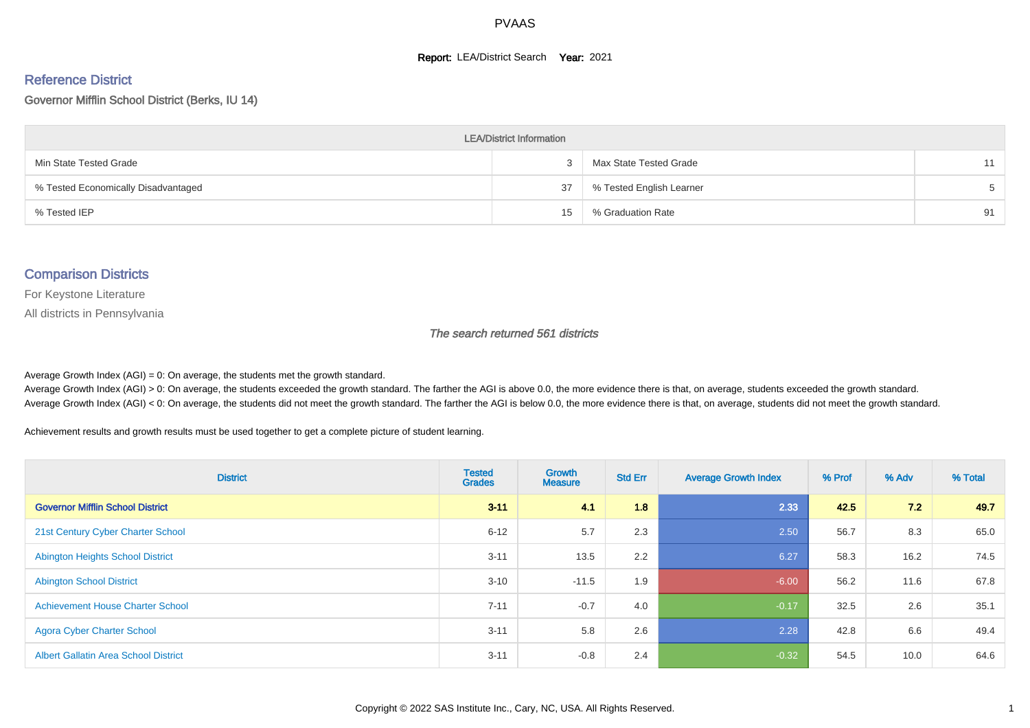PVAAS

**Report:** LEA/District Search **Year:** 2021

## Reference District

Governor Mifflin School District (Berks, IU 14)

| LEA/District Information | | | |
|---|---|---|---|
| Min State Tested Grade | 3 | Max State Tested Grade | 11 |
| % Tested Economically Disadvantaged | 37 | % Tested English Learner | 5 |
| % Tested IEP | 15 | % Graduation Rate | 91 |

## Comparison Districts

For Keystone Literature

All districts in Pennsylvania

*The search returned 561 districts*

Average Growth Index (AGI) = 0: On average, the students met the growth standard.
Average Growth Index (AGI) > 0: On average, the students exceeded the growth standard. The farther the AGI is above 0.0, the more evidence there is that, on average, students exceeded the growth standard.
Average Growth Index (AGI) < 0: On average, the students did not meet the growth standard. The farther the AGI is below 0.0, the more evidence there is that, on average, students did not meet the growth standard.

Achievement results and growth results must be used together to get a complete picture of student learning.

| District | Tested Grades | Growth Measure | Std Err | Average Growth Index | % Prof | % Adv | % Total |
|---|---|---|---|---|---|---|---|
| **Governor Mifflin School District** | **3-11** | **4.1** | **1.8** | **2.33** | **42.5** | **7.2** | **49.7** |
| 21st Century Cyber Charter School | 6-12 | 5.7 | 2.3 | 2.50 | 56.7 | 8.3 | 65.0 |
| Abington Heights School District | 3-11 | 13.5 | 2.2 | 6.27 | 58.3 | 16.2 | 74.5 |
| Abington School District | 3-10 | -11.5 | 1.9 | -6.00 | 56.2 | 11.6 | 67.8 |
| Achievement House Charter School | 7-11 | -0.7 | 4.0 | -0.17 | 32.5 | 2.6 | 35.1 |
| Agora Cyber Charter School | 3-11 | 5.8 | 2.6 | 2.28 | 42.8 | 6.6 | 49.4 |
| Albert Gallatin Area School District | 3-11 | -0.8 | 2.4 | -0.32 | 54.5 | 10.0 | 64.6 |

Copyright © 2022 SAS Institute Inc., Cary, NC, USA. All Rights Reserved.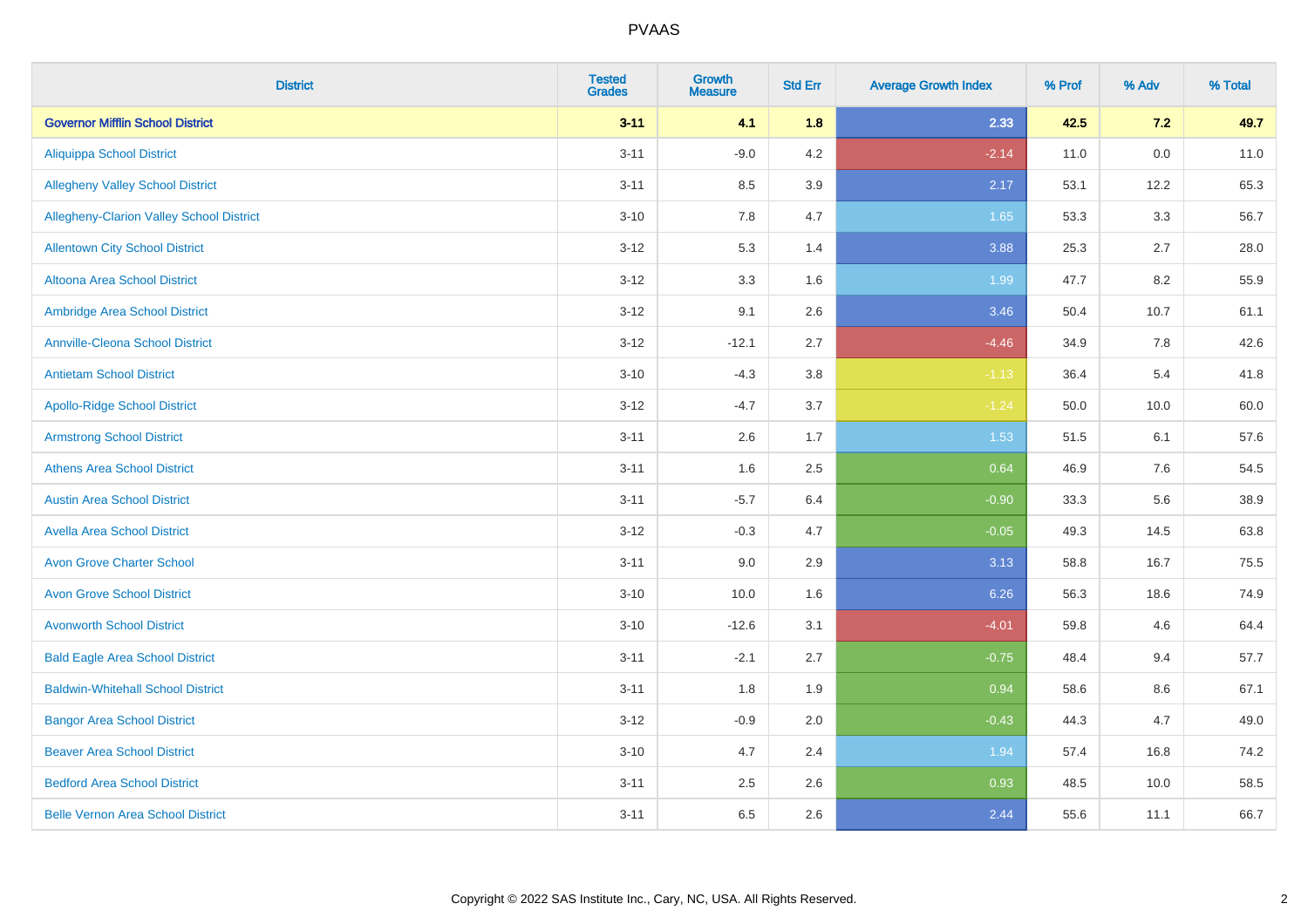# PVAAS

| District | Tested Grades | Growth Measure | Std Err | Average Growth Index | % Prof | % Adv | % Total |
|---|---|---|---|---|---|---|---|
| **Governor Mifflin School District** | **3-11** | **4.1** | **1.8** | **2.33** | **42.5** | **7.2** | **49.7** |
| Aliquippa School District | 3-11 | -9.0 | 4.2 | -2.14 | 11.0 | 0.0 | 11.0 |
| Allegheny Valley School District | 3-11 | 8.5 | 3.9 | 2.17 | 53.1 | 12.2 | 65.3 |
| Allegheny-Clarion Valley School District | 3-10 | 7.8 | 4.7 | 1.65 | 53.3 | 3.3 | 56.7 |
| Allentown City School District | 3-12 | 5.3 | 1.4 | 3.88 | 25.3 | 2.7 | 28.0 |
| Altoona Area School District | 3-12 | 3.3 | 1.6 | 1.99 | 47.7 | 8.2 | 55.9 |
| Ambridge Area School District | 3-12 | 9.1 | 2.6 | 3.46 | 50.4 | 10.7 | 61.1 |
| Annville-Cleona School District | 3-12 | -12.1 | 2.7 | -4.46 | 34.9 | 7.8 | 42.6 |
| Antietam School District | 3-10 | -4.3 | 3.8 | -1.13 | 36.4 | 5.4 | 41.8 |
| Apollo-Ridge School District | 3-12 | -4.7 | 3.7 | -1.24 | 50.0 | 10.0 | 60.0 |
| Armstrong School District | 3-11 | 2.6 | 1.7 | 1.53 | 51.5 | 6.1 | 57.6 |
| Athens Area School District | 3-11 | 1.6 | 2.5 | 0.64 | 46.9 | 7.6 | 54.5 |
| Austin Area School District | 3-11 | -5.7 | 6.4 | -0.90 | 33.3 | 5.6 | 38.9 |
| Avella Area School District | 3-12 | -0.3 | 4.7 | -0.05 | 49.3 | 14.5 | 63.8 |
| Avon Grove Charter School | 3-11 | 9.0 | 2.9 | 3.13 | 58.8 | 16.7 | 75.5 |
| Avon Grove School District | 3-10 | 10.0 | 1.6 | 6.26 | 56.3 | 18.6 | 74.9 |
| Avonworth School District | 3-10 | -12.6 | 3.1 | -4.01 | 59.8 | 4.6 | 64.4 |
| Bald Eagle Area School District | 3-11 | -2.1 | 2.7 | -0.75 | 48.4 | 9.4 | 57.7 |
| Baldwin-Whitehall School District | 3-11 | 1.8 | 1.9 | 0.94 | 58.6 | 8.6 | 67.1 |
| Bangor Area School District | 3-12 | -0.9 | 2.0 | -0.43 | 44.3 | 4.7 | 49.0 |
| Beaver Area School District | 3-10 | 4.7 | 2.4 | 1.94 | 57.4 | 16.8 | 74.2 |
| Bedford Area School District | 3-11 | 2.5 | 2.6 | 0.93 | 48.5 | 10.0 | 58.5 |
| Belle Vernon Area School District | 3-11 | 6.5 | 2.6 | 2.44 | 55.6 | 11.1 | 66.7 |

Copyright © 2022 SAS Institute Inc., Cary, NC, USA. All Rights Reserved.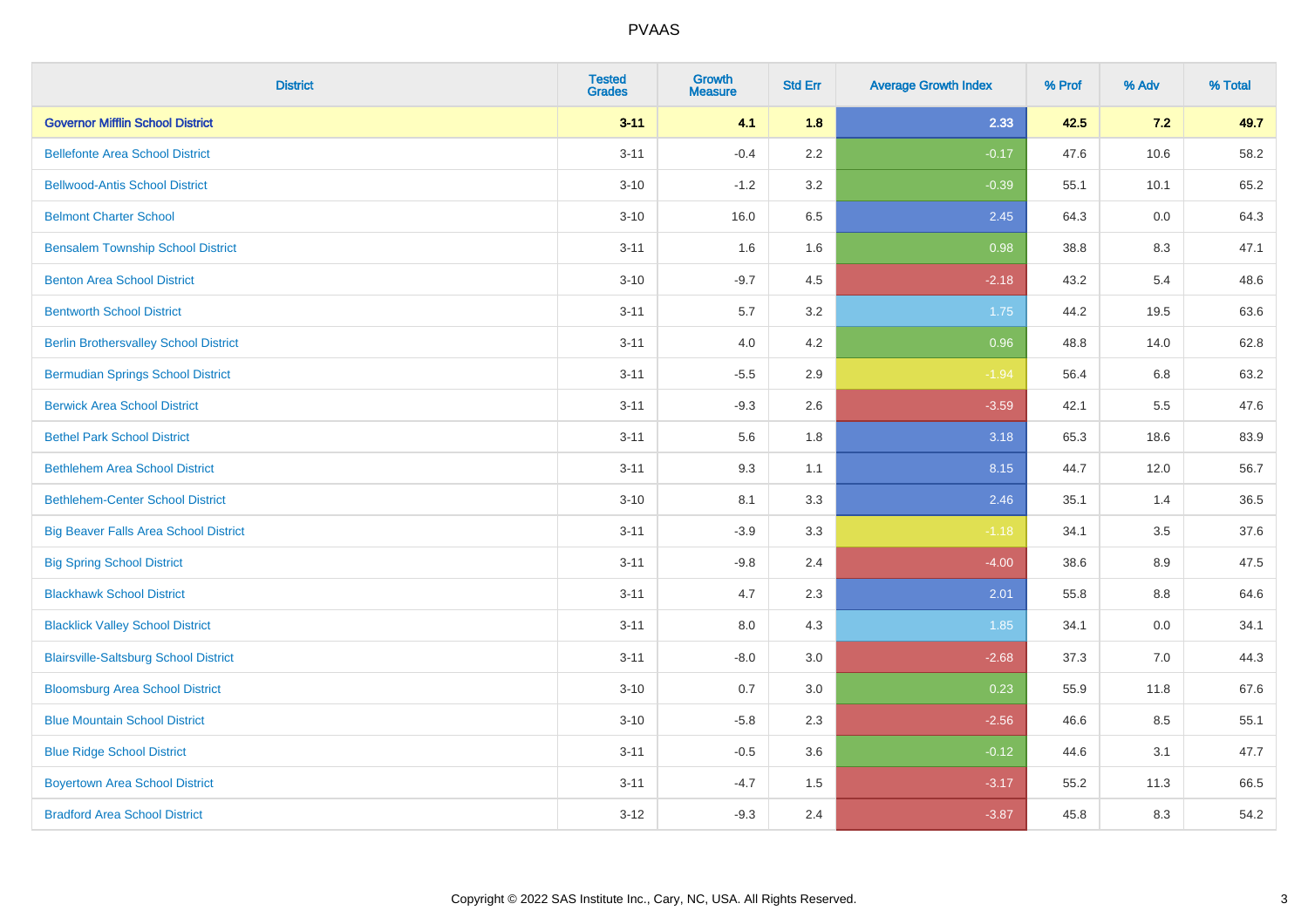| District | Tested Grades | Growth Measure | Std Err | Average Growth Index | % Prof | % Adv | % Total |
|---|---|---|---|---|---|---|---|
| **Governor Mifflin School District** | **3-11** | **4.1** | **1.8** | **2.33** | **42.5** | **7.2** | **49.7** |
| Bellefonte Area School District | 3-11 | -0.4 | 2.2 | -0.17 | 47.6 | 10.6 | 58.2 |
| Bellwood-Antis School District | 3-10 | -1.2 | 3.2 | -0.39 | 55.1 | 10.1 | 65.2 |
| Belmont Charter School | 3-10 | 16.0 | 6.5 | 2.45 | 64.3 | 0.0 | 64.3 |
| Bensalem Township School District | 3-11 | 1.6 | 1.6 | 0.98 | 38.8 | 8.3 | 47.1 |
| Benton Area School District | 3-10 | -9.7 | 4.5 | -2.18 | 43.2 | 5.4 | 48.6 |
| Bentworth School District | 3-11 | 5.7 | 3.2 | 1.75 | 44.2 | 19.5 | 63.6 |
| Berlin Brothersvalley School District | 3-11 | 4.0 | 4.2 | 0.96 | 48.8 | 14.0 | 62.8 |
| Bermudian Springs School District | 3-11 | -5.5 | 2.9 | -1.94 | 56.4 | 6.8 | 63.2 |
| Berwick Area School District | 3-11 | -9.3 | 2.6 | -3.59 | 42.1 | 5.5 | 47.6 |
| Bethel Park School District | 3-11 | 5.6 | 1.8 | 3.18 | 65.3 | 18.6 | 83.9 |
| Bethlehem Area School District | 3-11 | 9.3 | 1.1 | 8.15 | 44.7 | 12.0 | 56.7 |
| Bethlehem-Center School District | 3-10 | 8.1 | 3.3 | 2.46 | 35.1 | 1.4 | 36.5 |
| Big Beaver Falls Area School District | 3-11 | -3.9 | 3.3 | -1.18 | 34.1 | 3.5 | 37.6 |
| Big Spring School District | 3-11 | -9.8 | 2.4 | -4.00 | 38.6 | 8.9 | 47.5 |
| Blackhawk School District | 3-11 | 4.7 | 2.3 | 2.01 | 55.8 | 8.8 | 64.6 |
| Blacklick Valley School District | 3-11 | 8.0 | 4.3 | 1.85 | 34.1 | 0.0 | 34.1 |
| Blairsville-Saltsburg School District | 3-11 | -8.0 | 3.0 | -2.68 | 37.3 | 7.0 | 44.3 |
| Bloomsburg Area School District | 3-10 | 0.7 | 3.0 | 0.23 | 55.9 | 11.8 | 67.6 |
| Blue Mountain School District | 3-10 | -5.8 | 2.3 | -2.56 | 46.6 | 8.5 | 55.1 |
| Blue Ridge School District | 3-11 | -0.5 | 3.6 | -0.12 | 44.6 | 3.1 | 47.7 |
| Boyertown Area School District | 3-11 | -4.7 | 1.5 | -3.17 | 55.2 | 11.3 | 66.5 |
| Bradford Area School District | 3-12 | -9.3 | 2.4 | -3.87 | 45.8 | 8.3 | 54.2 |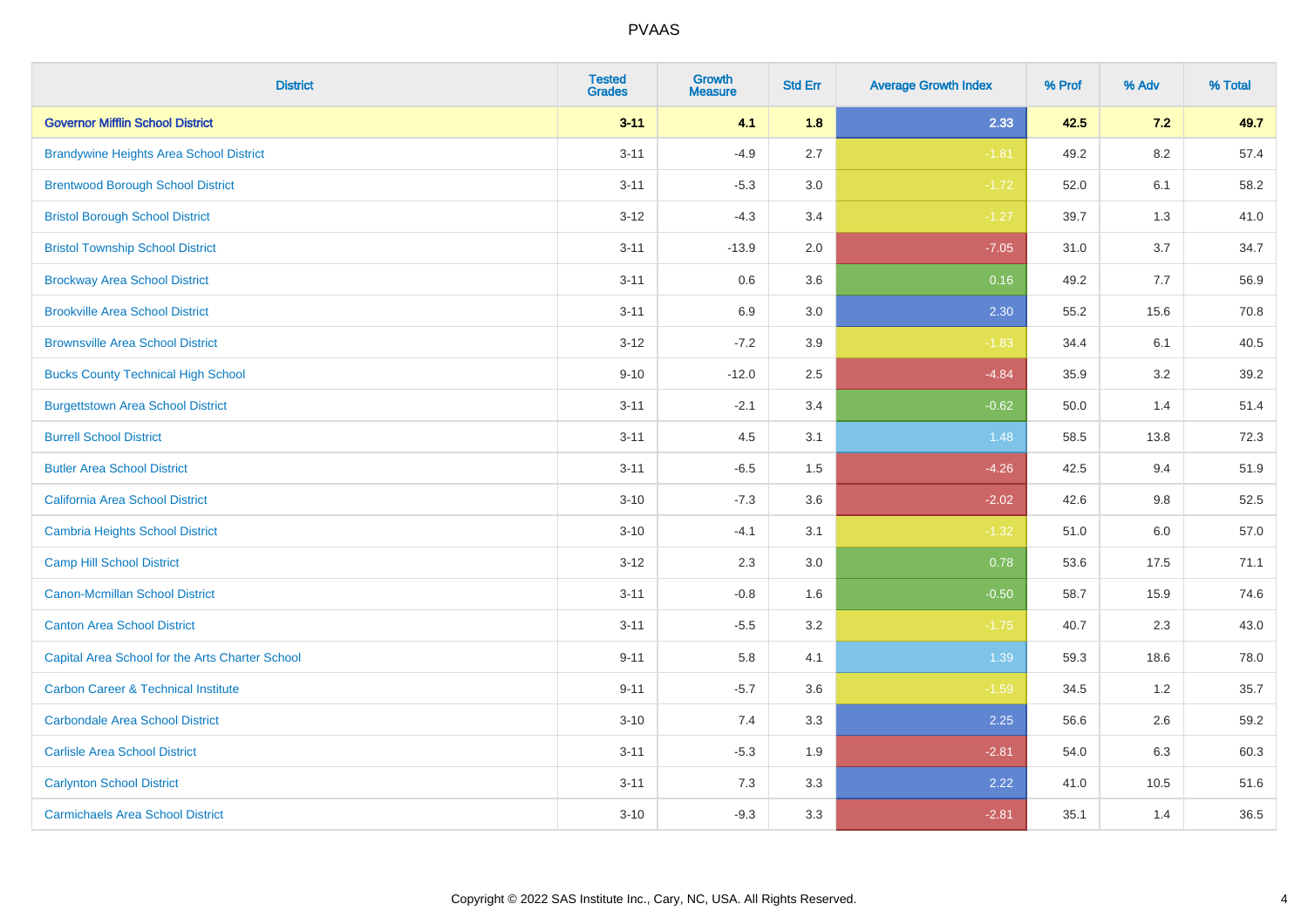PVAAS

| District | Tested Grades | Growth Measure | Std Err | Average Growth Index | % Prof | % Adv | % Total |
|---|---|---|---|---|---|---|---|
| **Governor Mifflin School District** | **3-11** | **4.1** | **1.8** | **2.33** | **42.5** | **7.2** | **49.7** |
| Brandywine Heights Area School District | 3-11 | -4.9 | 2.7 | -1.81 | 49.2 | 8.2 | 57.4 |
| Brentwood Borough School District | 3-11 | -5.3 | 3.0 | -1.72 | 52.0 | 6.1 | 58.2 |
| Bristol Borough School District | 3-12 | -4.3 | 3.4 | -1.27 | 39.7 | 1.3 | 41.0 |
| Bristol Township School District | 3-11 | -13.9 | 2.0 | -7.05 | 31.0 | 3.7 | 34.7 |
| Brockway Area School District | 3-11 | 0.6 | 3.6 | 0.16 | 49.2 | 7.7 | 56.9 |
| Brookville Area School District | 3-11 | 6.9 | 3.0 | 2.30 | 55.2 | 15.6 | 70.8 |
| Brownsville Area School District | 3-12 | -7.2 | 3.9 | -1.83 | 34.4 | 6.1 | 40.5 |
| Bucks County Technical High School | 9-10 | -12.0 | 2.5 | -4.84 | 35.9 | 3.2 | 39.2 |
| Burgettstown Area School District | 3-11 | -2.1 | 3.4 | -0.62 | 50.0 | 1.4 | 51.4 |
| Burrell School District | 3-11 | 4.5 | 3.1 | 1.48 | 58.5 | 13.8 | 72.3 |
| Butler Area School District | 3-11 | -6.5 | 1.5 | -4.26 | 42.5 | 9.4 | 51.9 |
| California Area School District | 3-10 | -7.3 | 3.6 | -2.02 | 42.6 | 9.8 | 52.5 |
| Cambria Heights School District | 3-10 | -4.1 | 3.1 | -1.32 | 51.0 | 6.0 | 57.0 |
| Camp Hill School District | 3-12 | 2.3 | 3.0 | 0.78 | 53.6 | 17.5 | 71.1 |
| Canon-Mcmillan School District | 3-11 | -0.8 | 1.6 | -0.50 | 58.7 | 15.9 | 74.6 |
| Canton Area School District | 3-11 | -5.5 | 3.2 | -1.75 | 40.7 | 2.3 | 43.0 |
| Capital Area School for the Arts Charter School | 9-11 | 5.8 | 4.1 | 1.39 | 59.3 | 18.6 | 78.0 |
| Carbon Career & Technical Institute | 9-11 | -5.7 | 3.6 | -1.59 | 34.5 | 1.2 | 35.7 |
| Carbondale Area School District | 3-10 | 7.4 | 3.3 | 2.25 | 56.6 | 2.6 | 59.2 |
| Carlisle Area School District | 3-11 | -5.3 | 1.9 | -2.81 | 54.0 | 6.3 | 60.3 |
| Carlynton School District | 3-11 | 7.3 | 3.3 | 2.22 | 41.0 | 10.5 | 51.6 |
| Carmichaels Area School District | 3-10 | -9.3 | 3.3 | -2.81 | 35.1 | 1.4 | 36.5 |

Copyright © 2022 SAS Institute Inc., Cary, NC, USA. All Rights Reserved.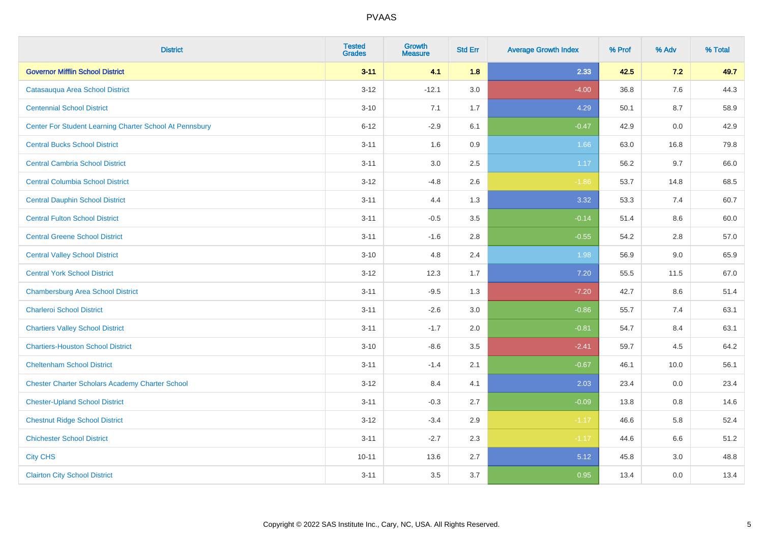PVAAS

| District | Tested Grades | Growth Measure | Std Err | Average Growth Index | % Prof | % Adv | % Total |
|---|---|---|---|---|---|---|---|
| **Governor Mifflin School District** | **3-11** | **4.1** | **1.8** | **2.33** | **42.5** | **7.2** | **49.7** |
| Catasauqua Area School District | 3-12 | -12.1 | 3.0 | -4.00 | 36.8 | 7.6 | 44.3 |
| Centennial School District | 3-10 | 7.1 | 1.7 | 4.29 | 50.1 | 8.7 | 58.9 |
| Center For Student Learning Charter School At Pennsbury | 6-12 | -2.9 | 6.1 | -0.47 | 42.9 | 0.0 | 42.9 |
| Central Bucks School District | 3-11 | 1.6 | 0.9 | 1.66 | 63.0 | 16.8 | 79.8 |
| Central Cambria School District | 3-11 | 3.0 | 2.5 | 1.17 | 56.2 | 9.7 | 66.0 |
| Central Columbia School District | 3-12 | -4.8 | 2.6 | -1.86 | 53.7 | 14.8 | 68.5 |
| Central Dauphin School District | 3-11 | 4.4 | 1.3 | 3.32 | 53.3 | 7.4 | 60.7 |
| Central Fulton School District | 3-11 | -0.5 | 3.5 | -0.14 | 51.4 | 8.6 | 60.0 |
| Central Greene School District | 3-11 | -1.6 | 2.8 | -0.55 | 54.2 | 2.8 | 57.0 |
| Central Valley School District | 3-10 | 4.8 | 2.4 | 1.98 | 56.9 | 9.0 | 65.9 |
| Central York School District | 3-12 | 12.3 | 1.7 | 7.20 | 55.5 | 11.5 | 67.0 |
| Chambersburg Area School District | 3-11 | -9.5 | 1.3 | -7.20 | 42.7 | 8.6 | 51.4 |
| Charleroi School District | 3-11 | -2.6 | 3.0 | -0.86 | 55.7 | 7.4 | 63.1 |
| Chartiers Valley School District | 3-11 | -1.7 | 2.0 | -0.81 | 54.7 | 8.4 | 63.1 |
| Chartiers-Houston School District | 3-10 | -8.6 | 3.5 | -2.41 | 59.7 | 4.5 | 64.2 |
| Cheltenham School District | 3-11 | -1.4 | 2.1 | -0.67 | 46.1 | 10.0 | 56.1 |
| Chester Charter Scholars Academy Charter School | 3-12 | 8.4 | 4.1 | 2.03 | 23.4 | 0.0 | 23.4 |
| Chester-Upland School District | 3-11 | -0.3 | 2.7 | -0.09 | 13.8 | 0.8 | 14.6 |
| Chestnut Ridge School District | 3-12 | -3.4 | 2.9 | -1.17 | 46.6 | 5.8 | 52.4 |
| Chichester School District | 3-11 | -2.7 | 2.3 | -1.17 | 44.6 | 6.6 | 51.2 |
| City CHS | 10-11 | 13.6 | 2.7 | 5.12 | 45.8 | 3.0 | 48.8 |
| Clairton City School District | 3-11 | 3.5 | 3.7 | 0.95 | 13.4 | 0.0 | 13.4 |

Copyright © 2022 SAS Institute Inc., Cary, NC, USA. All Rights Reserved.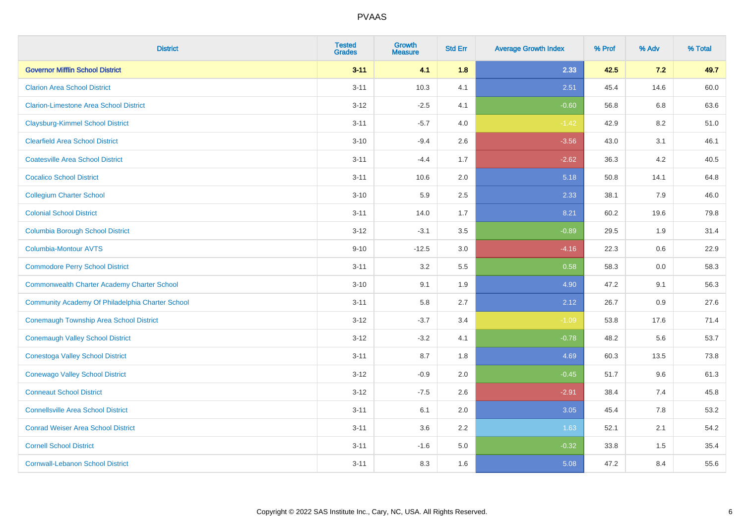# PVAAS

| District | Tested Grades | Growth Measure | Std Err | Average Growth Index | % Prof | % Adv | % Total |
|---|---|---|---|---|---|---|---|
| **Governor Mifflin School District** | **3-11** | **4.1** | **1.8** | **2.33** | **42.5** | **7.2** | **49.7** |
| Clarion Area School District | 3-11 | 10.3 | 4.1 | 2.51 | 45.4 | 14.6 | 60.0 |
| Clarion-Limestone Area School District | 3-12 | -2.5 | 4.1 | -0.60 | 56.8 | 6.8 | 63.6 |
| Claysburg-Kimmel School District | 3-11 | -5.7 | 4.0 | -1.42 | 42.9 | 8.2 | 51.0 |
| Clearfield Area School District | 3-10 | -9.4 | 2.6 | -3.56 | 43.0 | 3.1 | 46.1 |
| Coatesville Area School District | 3-11 | -4.4 | 1.7 | -2.62 | 36.3 | 4.2 | 40.5 |
| Cocalico School District | 3-11 | 10.6 | 2.0 | 5.18 | 50.8 | 14.1 | 64.8 |
| Collegium Charter School | 3-10 | 5.9 | 2.5 | 2.33 | 38.1 | 7.9 | 46.0 |
| Colonial School District | 3-11 | 14.0 | 1.7 | 8.21 | 60.2 | 19.6 | 79.8 |
| Columbia Borough School District | 3-12 | -3.1 | 3.5 | -0.89 | 29.5 | 1.9 | 31.4 |
| Columbia-Montour AVTS | 9-10 | -12.5 | 3.0 | -4.16 | 22.3 | 0.6 | 22.9 |
| Commodore Perry School District | 3-11 | 3.2 | 5.5 | 0.58 | 58.3 | 0.0 | 58.3 |
| Commonwealth Charter Academy Charter School | 3-10 | 9.1 | 1.9 | 4.90 | 47.2 | 9.1 | 56.3 |
| Community Academy Of Philadelphia Charter School | 3-11 | 5.8 | 2.7 | 2.12 | 26.7 | 0.9 | 27.6 |
| Conemaugh Township Area School District | 3-12 | -3.7 | 3.4 | -1.09 | 53.8 | 17.6 | 71.4 |
| Conemaugh Valley School District | 3-12 | -3.2 | 4.1 | -0.78 | 48.2 | 5.6 | 53.7 |
| Conestoga Valley School District | 3-11 | 8.7 | 1.8 | 4.69 | 60.3 | 13.5 | 73.8 |
| Conewago Valley School District | 3-12 | -0.9 | 2.0 | -0.45 | 51.7 | 9.6 | 61.3 |
| Conneaut School District | 3-12 | -7.5 | 2.6 | -2.91 | 38.4 | 7.4 | 45.8 |
| Connellsville Area School District | 3-11 | 6.1 | 2.0 | 3.05 | 45.4 | 7.8 | 53.2 |
| Conrad Weiser Area School District | 3-11 | 3.6 | 2.2 | 1.63 | 52.1 | 2.1 | 54.2 |
| Cornell School District | 3-11 | -1.6 | 5.0 | -0.32 | 33.8 | 1.5 | 35.4 |
| Cornwall-Lebanon School District | 3-11 | 8.3 | 1.6 | 5.08 | 47.2 | 8.4 | 55.6 |

Copyright © 2022 SAS Institute Inc., Cary, NC, USA. All Rights Reserved.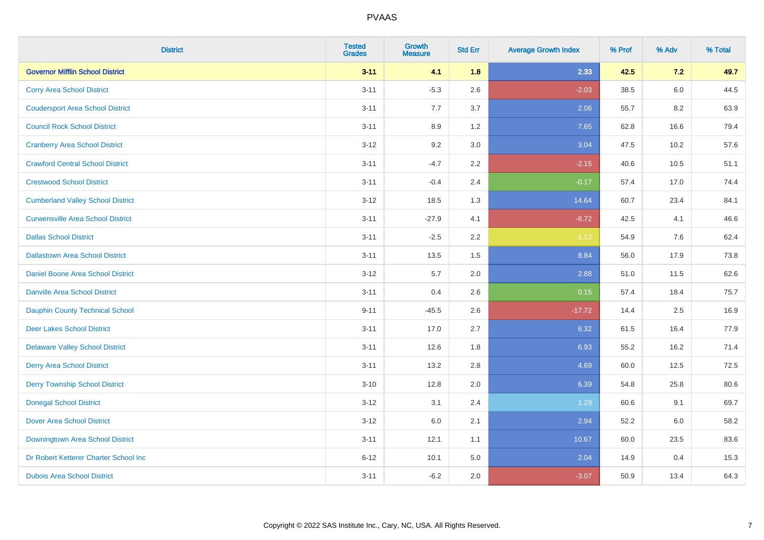| District | Tested Grades | Growth Measure | Std Err | Average Growth Index | % Prof | % Adv | % Total |
|---|---|---|---|---|---|---|---|
| **Governor Mifflin School District** | **3-11** | **4.1** | **1.8** | **2.33** | **42.5** | **7.2** | **49.7** |
| Corry Area School District | 3-11 | -5.3 | 2.6 | -2.03 | 38.5 | 6.0 | 44.5 |
| Coudersport Area School District | 3-11 | 7.7 | 3.7 | 2.06 | 55.7 | 8.2 | 63.9 |
| Council Rock School District | 3-11 | 8.9 | 1.2 | 7.65 | 62.8 | 16.6 | 79.4 |
| Cranberry Area School District | 3-12 | 9.2 | 3.0 | 3.04 | 47.5 | 10.2 | 57.6 |
| Crawford Central School District | 3-11 | -4.7 | 2.2 | -2.15 | 40.6 | 10.5 | 51.1 |
| Crestwood School District | 3-11 | -0.4 | 2.4 | -0.17 | 57.4 | 17.0 | 74.4 |
| Cumberland Valley School District | 3-12 | 18.5 | 1.3 | 14.64 | 60.7 | 23.4 | 84.1 |
| Curwensville Area School District | 3-11 | -27.9 | 4.1 | -6.72 | 42.5 | 4.1 | 46.6 |
| Dallas School District | 3-11 | -2.5 | 2.2 | -1.12 | 54.9 | 7.6 | 62.4 |
| Dallastown Area School District | 3-11 | 13.5 | 1.5 | 8.84 | 56.0 | 17.9 | 73.8 |
| Daniel Boone Area School District | 3-12 | 5.7 | 2.0 | 2.88 | 51.0 | 11.5 | 62.6 |
| Danville Area School District | 3-11 | 0.4 | 2.6 | 0.15 | 57.4 | 18.4 | 75.7 |
| Dauphin County Technical School | 9-11 | -45.5 | 2.6 | -17.72 | 14.4 | 2.5 | 16.9 |
| Deer Lakes School District | 3-11 | 17.0 | 2.7 | 6.32 | 61.5 | 16.4 | 77.9 |
| Delaware Valley School District | 3-11 | 12.6 | 1.8 | 6.93 | 55.2 | 16.2 | 71.4 |
| Derry Area School District | 3-11 | 13.2 | 2.8 | 4.69 | 60.0 | 12.5 | 72.5 |
| Derry Township School District | 3-10 | 12.8 | 2.0 | 6.39 | 54.8 | 25.8 | 80.6 |
| Donegal School District | 3-12 | 3.1 | 2.4 | 1.29 | 60.6 | 9.1 | 69.7 |
| Dover Area School District | 3-12 | 6.0 | 2.1 | 2.94 | 52.2 | 6.0 | 58.2 |
| Downingtown Area School District | 3-11 | 12.1 | 1.1 | 10.67 | 60.0 | 23.5 | 83.6 |
| Dr Robert Ketterer Charter School Inc | 6-12 | 10.1 | 5.0 | 2.04 | 14.9 | 0.4 | 15.3 |
| Dubois Area School District | 3-11 | -6.2 | 2.0 | -3.07 | 50.9 | 13.4 | 64.3 |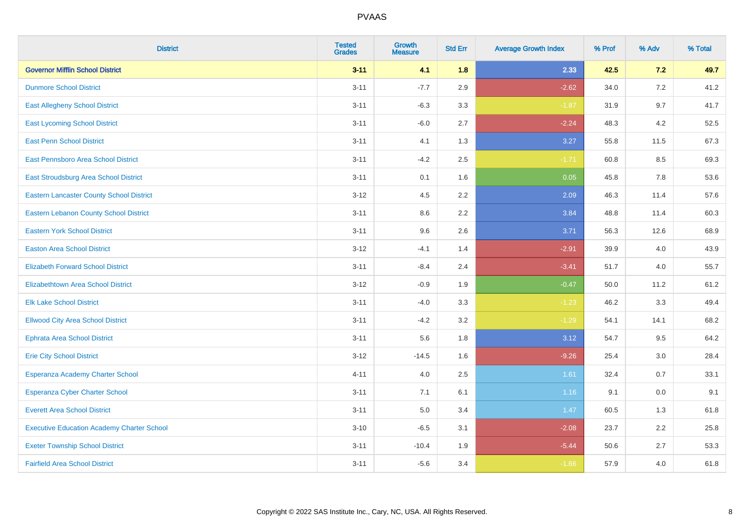# PVAAS

| District | Tested Grades | Growth Measure | Std Err | Average Growth Index | % Prof | % Adv | % Total |
|---|---|---|---|---|---|---|---|
| **Governor Mifflin School District** | **3-11** | **4.1** | **1.8** | **2.33** | **42.5** | **7.2** | **49.7** |
| Dunmore School District | 3-11 | -7.7 | 2.9 | -2.62 | 34.0 | 7.2 | 41.2 |
| East Allegheny School District | 3-11 | -6.3 | 3.3 | -1.87 | 31.9 | 9.7 | 41.7 |
| East Lycoming School District | 3-11 | -6.0 | 2.7 | -2.24 | 48.3 | 4.2 | 52.5 |
| East Penn School District | 3-11 | 4.1 | 1.3 | 3.27 | 55.8 | 11.5 | 67.3 |
| East Pennsboro Area School District | 3-11 | -4.2 | 2.5 | -1.71 | 60.8 | 8.5 | 69.3 |
| East Stroudsburg Area School District | 3-11 | 0.1 | 1.6 | 0.05 | 45.8 | 7.8 | 53.6 |
| Eastern Lancaster County School District | 3-12 | 4.5 | 2.2 | 2.09 | 46.3 | 11.4 | 57.6 |
| Eastern Lebanon County School District | 3-11 | 8.6 | 2.2 | 3.84 | 48.8 | 11.4 | 60.3 |
| Eastern York School District | 3-11 | 9.6 | 2.6 | 3.71 | 56.3 | 12.6 | 68.9 |
| Easton Area School District | 3-12 | -4.1 | 1.4 | -2.91 | 39.9 | 4.0 | 43.9 |
| Elizabeth Forward School District | 3-11 | -8.4 | 2.4 | -3.41 | 51.7 | 4.0 | 55.7 |
| Elizabethtown Area School District | 3-12 | -0.9 | 1.9 | -0.47 | 50.0 | 11.2 | 61.2 |
| Elk Lake School District | 3-11 | -4.0 | 3.3 | -1.23 | 46.2 | 3.3 | 49.4 |
| Ellwood City Area School District | 3-11 | -4.2 | 3.2 | -1.29 | 54.1 | 14.1 | 68.2 |
| Ephrata Area School District | 3-11 | 5.6 | 1.8 | 3.12 | 54.7 | 9.5 | 64.2 |
| Erie City School District | 3-12 | -14.5 | 1.6 | -9.26 | 25.4 | 3.0 | 28.4 |
| Esperanza Academy Charter School | 4-11 | 4.0 | 2.5 | 1.61 | 32.4 | 0.7 | 33.1 |
| Esperanza Cyber Charter School | 3-11 | 7.1 | 6.1 | 1.16 | 9.1 | 0.0 | 9.1 |
| Everett Area School District | 3-11 | 5.0 | 3.4 | 1.47 | 60.5 | 1.3 | 61.8 |
| Executive Education Academy Charter School | 3-10 | -6.5 | 3.1 | -2.08 | 23.7 | 2.2 | 25.8 |
| Exeter Township School District | 3-11 | -10.4 | 1.9 | -5.44 | 50.6 | 2.7 | 53.3 |
| Fairfield Area School District | 3-11 | -5.6 | 3.4 | -1.66 | 57.9 | 4.0 | 61.8 |

Copyright © 2022 SAS Institute Inc., Cary, NC, USA. All Rights Reserved.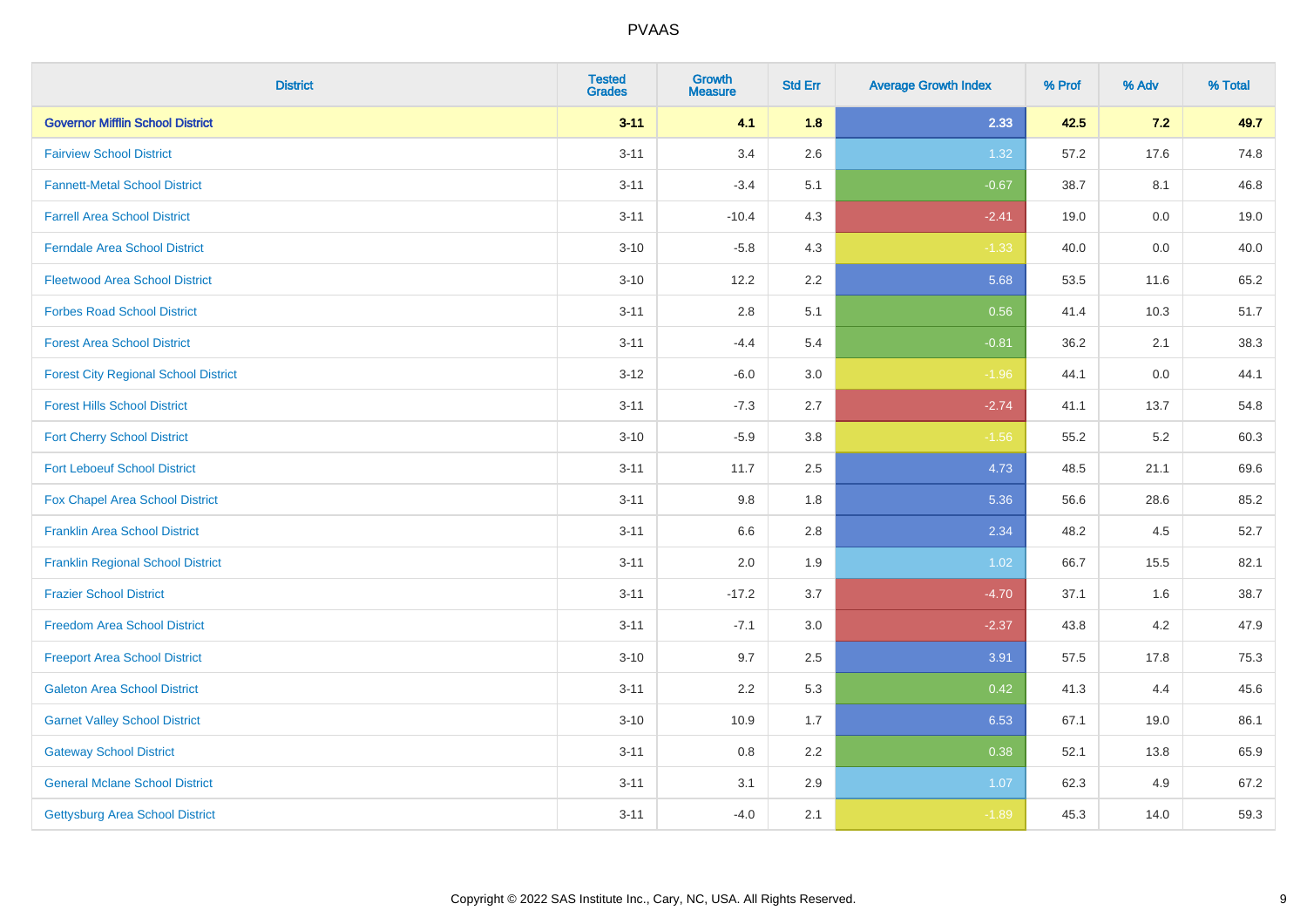# PVAAS

| District | Tested Grades | Growth Measure | Std Err | Average Growth Index | % Prof | % Adv | % Total |
|---|---|---|---|---|---|---|---|
| **Governor Mifflin School District** | **3-11** | **4.1** | **1.8** | **2.33** | **42.5** | **7.2** | **49.7** |
| Fairview School District | 3-11 | 3.4 | 2.6 | 1.32 | 57.2 | 17.6 | 74.8 |
| Fannett-Metal School District | 3-11 | -3.4 | 5.1 | -0.67 | 38.7 | 8.1 | 46.8 |
| Farrell Area School District | 3-11 | -10.4 | 4.3 | -2.41 | 19.0 | 0.0 | 19.0 |
| Ferndale Area School District | 3-10 | -5.8 | 4.3 | -1.33 | 40.0 | 0.0 | 40.0 |
| Fleetwood Area School District | 3-10 | 12.2 | 2.2 | 5.68 | 53.5 | 11.6 | 65.2 |
| Forbes Road School District | 3-11 | 2.8 | 5.1 | 0.56 | 41.4 | 10.3 | 51.7 |
| Forest Area School District | 3-11 | -4.4 | 5.4 | -0.81 | 36.2 | 2.1 | 38.3 |
| Forest City Regional School District | 3-12 | -6.0 | 3.0 | -1.96 | 44.1 | 0.0 | 44.1 |
| Forest Hills School District | 3-11 | -7.3 | 2.7 | -2.74 | 41.1 | 13.7 | 54.8 |
| Fort Cherry School District | 3-10 | -5.9 | 3.8 | -1.56 | 55.2 | 5.2 | 60.3 |
| Fort Leboeuf School District | 3-11 | 11.7 | 2.5 | 4.73 | 48.5 | 21.1 | 69.6 |
| Fox Chapel Area School District | 3-11 | 9.8 | 1.8 | 5.36 | 56.6 | 28.6 | 85.2 |
| Franklin Area School District | 3-11 | 6.6 | 2.8 | 2.34 | 48.2 | 4.5 | 52.7 |
| Franklin Regional School District | 3-11 | 2.0 | 1.9 | 1.02 | 66.7 | 15.5 | 82.1 |
| Frazier School District | 3-11 | -17.2 | 3.7 | -4.70 | 37.1 | 1.6 | 38.7 |
| Freedom Area School District | 3-11 | -7.1 | 3.0 | -2.37 | 43.8 | 4.2 | 47.9 |
| Freeport Area School District | 3-10 | 9.7 | 2.5 | 3.91 | 57.5 | 17.8 | 75.3 |
| Galeton Area School District | 3-11 | 2.2 | 5.3 | 0.42 | 41.3 | 4.4 | 45.6 |
| Garnet Valley School District | 3-10 | 10.9 | 1.7 | 6.53 | 67.1 | 19.0 | 86.1 |
| Gateway School District | 3-11 | 0.8 | 2.2 | 0.38 | 52.1 | 13.8 | 65.9 |
| General Mclane School District | 3-11 | 3.1 | 2.9 | 1.07 | 62.3 | 4.9 | 67.2 |
| Gettysburg Area School District | 3-11 | -4.0 | 2.1 | -1.89 | 45.3 | 14.0 | 59.3 |

Copyright © 2022 SAS Institute Inc., Cary, NC, USA. All Rights Reserved.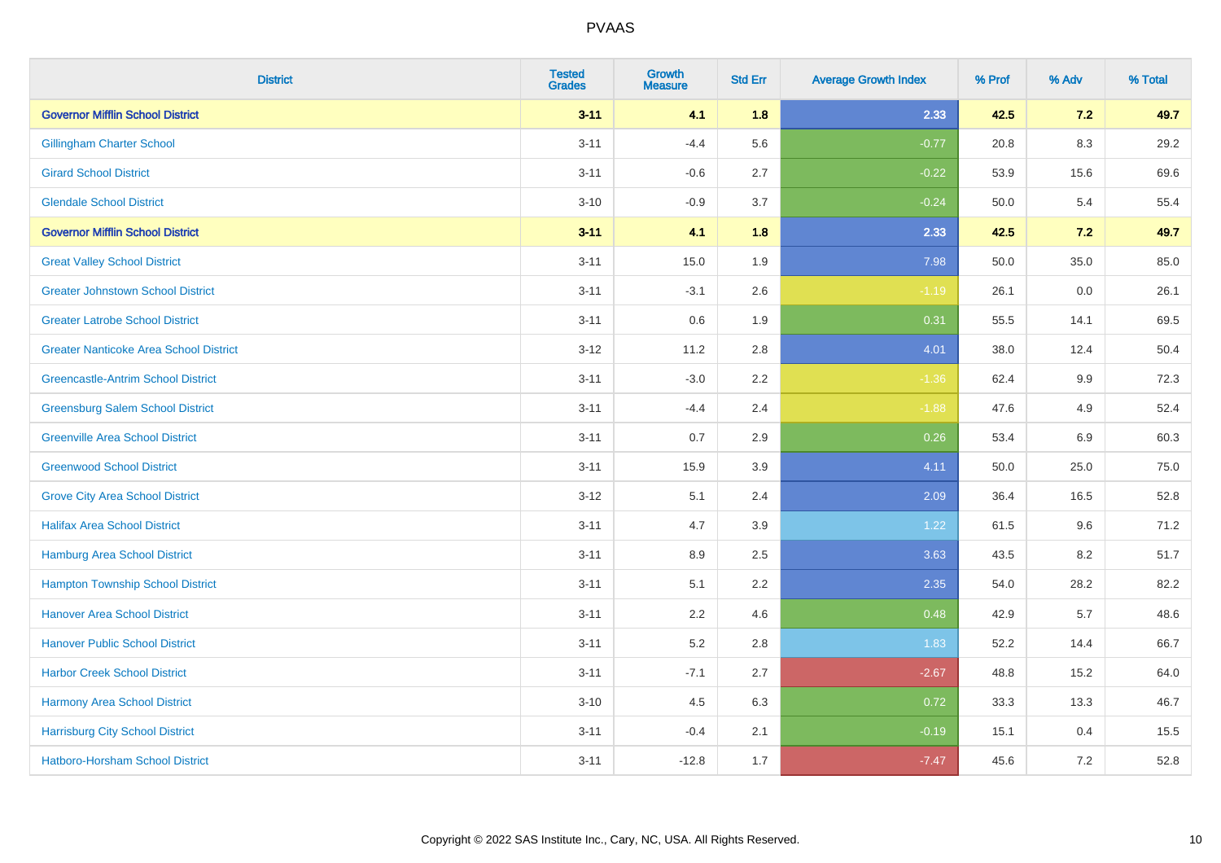| District | Tested Grades | Growth Measure | Std Err | Average Growth Index | % Prof | % Adv | % Total |
|---|---|---|---|---|---|---|---|
| **Governor Mifflin School District** | **3-11** | **4.1** | **1.8** | **2.33** | **42.5** | **7.2** | **49.7** |
| Gillingham Charter School | 3-11 | -4.4 | 5.6 | -0.77 | 20.8 | 8.3 | 29.2 |
| Girard School District | 3-11 | -0.6 | 2.7 | -0.22 | 53.9 | 15.6 | 69.6 |
| Glendale School District | 3-10 | -0.9 | 3.7 | -0.24 | 50.0 | 5.4 | 55.4 |
| **Governor Mifflin School District** | **3-11** | **4.1** | **1.8** | **2.33** | **42.5** | **7.2** | **49.7** |
| Great Valley School District | 3-11 | 15.0 | 1.9 | 7.98 | 50.0 | 35.0 | 85.0 |
| Greater Johnstown School District | 3-11 | -3.1 | 2.6 | -1.19 | 26.1 | 0.0 | 26.1 |
| Greater Latrobe School District | 3-11 | 0.6 | 1.9 | 0.31 | 55.5 | 14.1 | 69.5 |
| Greater Nanticoke Area School District | 3-12 | 11.2 | 2.8 | 4.01 | 38.0 | 12.4 | 50.4 |
| Greencastle-Antrim School District | 3-11 | -3.0 | 2.2 | -1.36 | 62.4 | 9.9 | 72.3 |
| Greensburg Salem School District | 3-11 | -4.4 | 2.4 | -1.88 | 47.6 | 4.9 | 52.4 |
| Greenville Area School District | 3-11 | 0.7 | 2.9 | 0.26 | 53.4 | 6.9 | 60.3 |
| Greenwood School District | 3-11 | 15.9 | 3.9 | 4.11 | 50.0 | 25.0 | 75.0 |
| Grove City Area School District | 3-12 | 5.1 | 2.4 | 2.09 | 36.4 | 16.5 | 52.8 |
| Halifax Area School District | 3-11 | 4.7 | 3.9 | 1.22 | 61.5 | 9.6 | 71.2 |
| Hamburg Area School District | 3-11 | 8.9 | 2.5 | 3.63 | 43.5 | 8.2 | 51.7 |
| Hampton Township School District | 3-11 | 5.1 | 2.2 | 2.35 | 54.0 | 28.2 | 82.2 |
| Hanover Area School District | 3-11 | 2.2 | 4.6 | 0.48 | 42.9 | 5.7 | 48.6 |
| Hanover Public School District | 3-11 | 5.2 | 2.8 | 1.83 | 52.2 | 14.4 | 66.7 |
| Harbor Creek School District | 3-11 | -7.1 | 2.7 | -2.67 | 48.8 | 15.2 | 64.0 |
| Harmony Area School District | 3-10 | 4.5 | 6.3 | 0.72 | 33.3 | 13.3 | 46.7 |
| Harrisburg City School District | 3-11 | -0.4 | 2.1 | -0.19 | 15.1 | 0.4 | 15.5 |
| Hatboro-Horsham School District | 3-11 | -12.8 | 1.7 | -7.47 | 45.6 | 7.2 | 52.8 |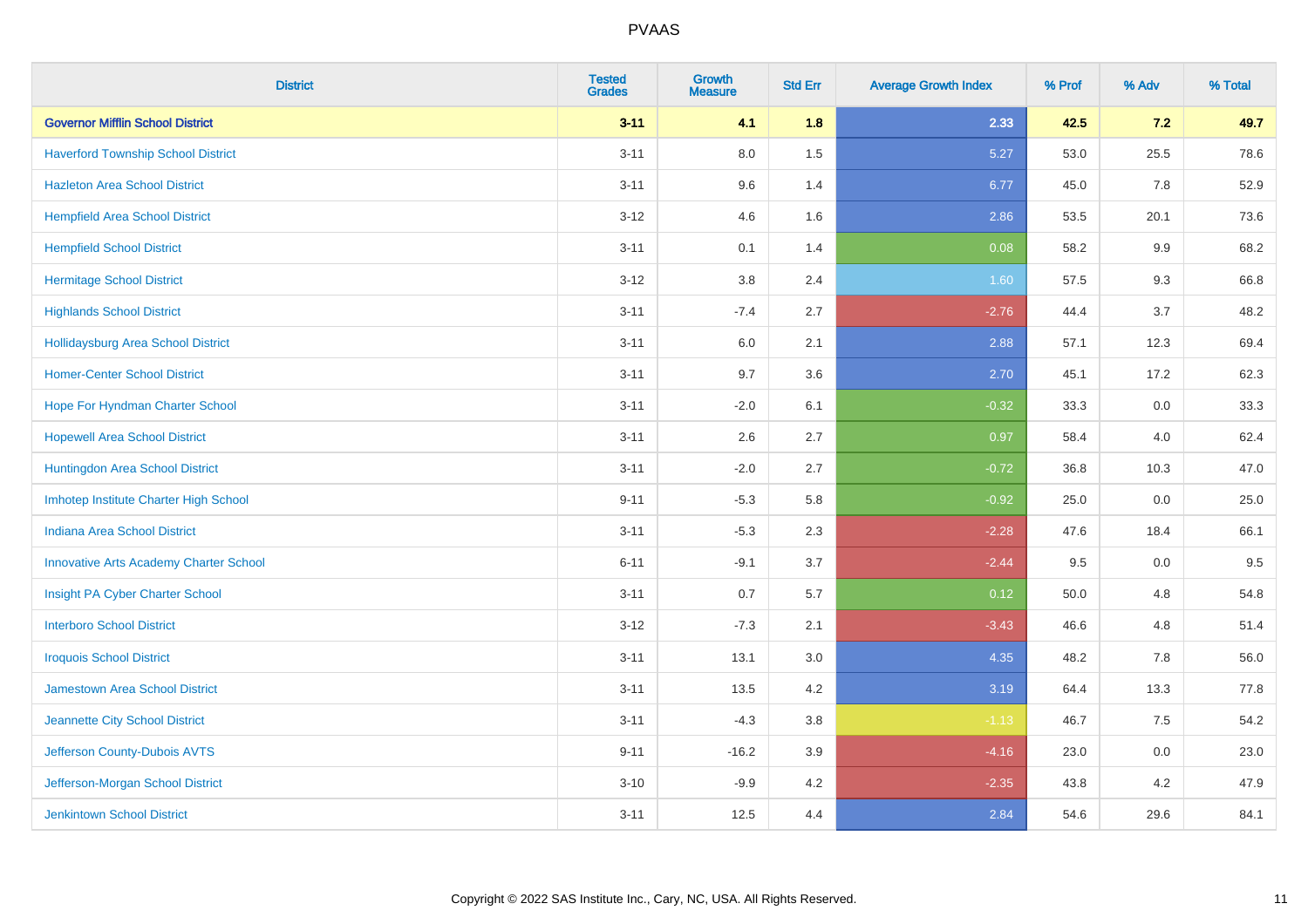PVAAS

| District | Tested Grades | Growth Measure | Std Err | Average Growth Index | % Prof | % Adv | % Total |
|---|---|---|---|---|---|---|---|
| **Governor Mifflin School District** | **3-11** | **4.1** | **1.8** | **2.33** | **42.5** | **7.2** | **49.7** |
| Haverford Township School District | 3-11 | 8.0 | 1.5 | 5.27 | 53.0 | 25.5 | 78.6 |
| Hazleton Area School District | 3-11 | 9.6 | 1.4 | 6.77 | 45.0 | 7.8 | 52.9 |
| Hempfield Area School District | 3-12 | 4.6 | 1.6 | 2.86 | 53.5 | 20.1 | 73.6 |
| Hempfield School District | 3-11 | 0.1 | 1.4 | 0.08 | 58.2 | 9.9 | 68.2 |
| Hermitage School District | 3-12 | 3.8 | 2.4 | 1.60 | 57.5 | 9.3 | 66.8 |
| Highlands School District | 3-11 | -7.4 | 2.7 | -2.76 | 44.4 | 3.7 | 48.2 |
| Hollidaysburg Area School District | 3-11 | 6.0 | 2.1 | 2.88 | 57.1 | 12.3 | 69.4 |
| Homer-Center School District | 3-11 | 9.7 | 3.6 | 2.70 | 45.1 | 17.2 | 62.3 |
| Hope For Hyndman Charter School | 3-11 | -2.0 | 6.1 | -0.32 | 33.3 | 0.0 | 33.3 |
| Hopewell Area School District | 3-11 | 2.6 | 2.7 | 0.97 | 58.4 | 4.0 | 62.4 |
| Huntingdon Area School District | 3-11 | -2.0 | 2.7 | -0.72 | 36.8 | 10.3 | 47.0 |
| Imhotep Institute Charter High School | 9-11 | -5.3 | 5.8 | -0.92 | 25.0 | 0.0 | 25.0 |
| Indiana Area School District | 3-11 | -5.3 | 2.3 | -2.28 | 47.6 | 18.4 | 66.1 |
| Innovative Arts Academy Charter School | 6-11 | -9.1 | 3.7 | -2.44 | 9.5 | 0.0 | 9.5 |
| Insight PA Cyber Charter School | 3-11 | 0.7 | 5.7 | 0.12 | 50.0 | 4.8 | 54.8 |
| Interboro School District | 3-12 | -7.3 | 2.1 | -3.43 | 46.6 | 4.8 | 51.4 |
| Iroquois School District | 3-11 | 13.1 | 3.0 | 4.35 | 48.2 | 7.8 | 56.0 |
| Jamestown Area School District | 3-11 | 13.5 | 4.2 | 3.19 | 64.4 | 13.3 | 77.8 |
| Jeannette City School District | 3-11 | -4.3 | 3.8 | -1.13 | 46.7 | 7.5 | 54.2 |
| Jefferson County-Dubois AVTS | 9-11 | -16.2 | 3.9 | -4.16 | 23.0 | 0.0 | 23.0 |
| Jefferson-Morgan School District | 3-10 | -9.9 | 4.2 | -2.35 | 43.8 | 4.2 | 47.9 |
| Jenkintown School District | 3-11 | 12.5 | 4.4 | 2.84 | 54.6 | 29.6 | 84.1 |

Copyright © 2022 SAS Institute Inc., Cary, NC, USA. All Rights Reserved.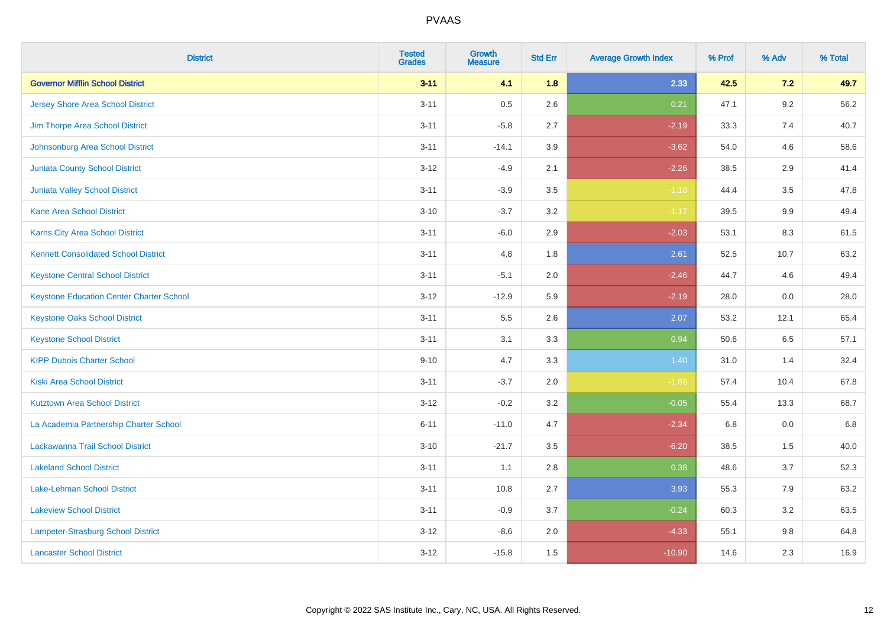# PVAAS

| District | Tested Grades | Growth Measure | Std Err | Average Growth Index | % Prof | % Adv | % Total |
|---|---|---|---|---|---|---|---|
| **Governor Mifflin School District** | **3-11** | **4.1** | **1.8** | **2.33** | **42.5** | **7.2** | **49.7** |
| Jersey Shore Area School District | 3-11 | 0.5 | 2.6 | 0.21 | 47.1 | 9.2 | 56.2 |
| Jim Thorpe Area School District | 3-11 | -5.8 | 2.7 | -2.19 | 33.3 | 7.4 | 40.7 |
| Johnsonburg Area School District | 3-11 | -14.1 | 3.9 | -3.62 | 54.0 | 4.6 | 58.6 |
| Juniata County School District | 3-12 | -4.9 | 2.1 | -2.26 | 38.5 | 2.9 | 41.4 |
| Juniata Valley School District | 3-11 | -3.9 | 3.5 | -1.10 | 44.4 | 3.5 | 47.8 |
| Kane Area School District | 3-10 | -3.7 | 3.2 | -1.17 | 39.5 | 9.9 | 49.4 |
| Karns City Area School District | 3-11 | -6.0 | 2.9 | -2.03 | 53.1 | 8.3 | 61.5 |
| Kennett Consolidated School District | 3-11 | 4.8 | 1.8 | 2.61 | 52.5 | 10.7 | 63.2 |
| Keystone Central School District | 3-11 | -5.1 | 2.0 | -2.46 | 44.7 | 4.6 | 49.4 |
| Keystone Education Center Charter School | 3-12 | -12.9 | 5.9 | -2.19 | 28.0 | 0.0 | 28.0 |
| Keystone Oaks School District | 3-11 | 5.5 | 2.6 | 2.07 | 53.2 | 12.1 | 65.4 |
| Keystone School District | 3-11 | 3.1 | 3.3 | 0.94 | 50.6 | 6.5 | 57.1 |
| KIPP Dubois Charter School | 9-10 | 4.7 | 3.3 | 1.40 | 31.0 | 1.4 | 32.4 |
| Kiski Area School District | 3-11 | -3.7 | 2.0 | -1.86 | 57.4 | 10.4 | 67.8 |
| Kutztown Area School District | 3-12 | -0.2 | 3.2 | -0.05 | 55.4 | 13.3 | 68.7 |
| La Academia Partnership Charter School | 6-11 | -11.0 | 4.7 | -2.34 | 6.8 | 0.0 | 6.8 |
| Lackawanna Trail School District | 3-10 | -21.7 | 3.5 | -6.20 | 38.5 | 1.5 | 40.0 |
| Lakeland School District | 3-11 | 1.1 | 2.8 | 0.38 | 48.6 | 3.7 | 52.3 |
| Lake-Lehman School District | 3-11 | 10.8 | 2.7 | 3.93 | 55.3 | 7.9 | 63.2 |
| Lakeview School District | 3-11 | -0.9 | 3.7 | -0.24 | 60.3 | 3.2 | 63.5 |
| Lampeter-Strasburg School District | 3-12 | -8.6 | 2.0 | -4.33 | 55.1 | 9.8 | 64.8 |
| Lancaster School District | 3-12 | -15.8 | 1.5 | -10.90 | 14.6 | 2.3 | 16.9 |

Copyright © 2022 SAS Institute Inc., Cary, NC, USA. All Rights Reserved.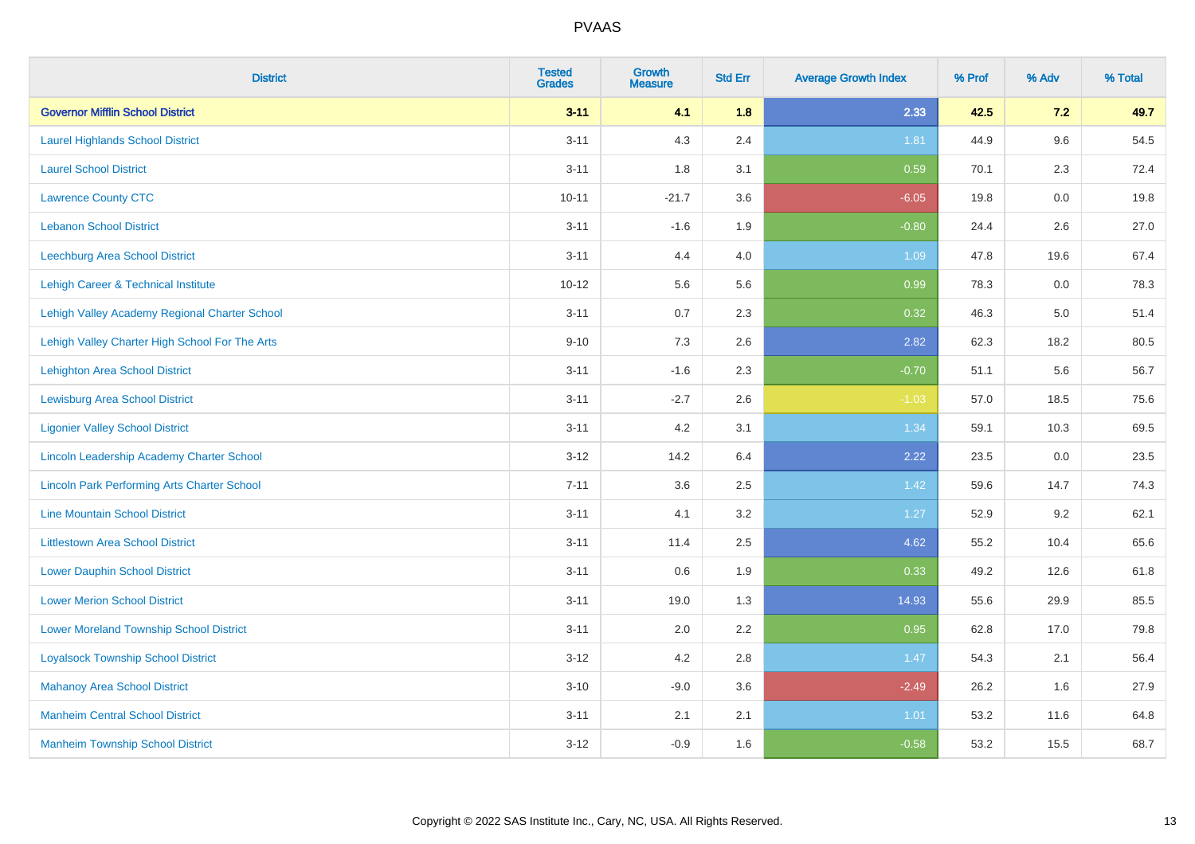PVAAS

| District | Tested Grades | Growth Measure | Std Err | Average Growth Index | % Prof | % Adv | % Total |
|---|---|---|---|---|---|---|---|
| **Governor Mifflin School District** | **3-11** | **4.1** | **1.8** | **2.33** | **42.5** | **7.2** | **49.7** |
| Laurel Highlands School District | 3-11 | 4.3 | 2.4 | 1.81 | 44.9 | 9.6 | 54.5 |
| Laurel School District | 3-11 | 1.8 | 3.1 | 0.59 | 70.1 | 2.3 | 72.4 |
| Lawrence County CTC | 10-11 | -21.7 | 3.6 | -6.05 | 19.8 | 0.0 | 19.8 |
| Lebanon School District | 3-11 | -1.6 | 1.9 | -0.80 | 24.4 | 2.6 | 27.0 |
| Leechburg Area School District | 3-11 | 4.4 | 4.0 | 1.09 | 47.8 | 19.6 | 67.4 |
| Lehigh Career & Technical Institute | 10-12 | 5.6 | 5.6 | 0.99 | 78.3 | 0.0 | 78.3 |
| Lehigh Valley Academy Regional Charter School | 3-11 | 0.7 | 2.3 | 0.32 | 46.3 | 5.0 | 51.4 |
| Lehigh Valley Charter High School For The Arts | 9-10 | 7.3 | 2.6 | 2.82 | 62.3 | 18.2 | 80.5 |
| Lehighton Area School District | 3-11 | -1.6 | 2.3 | -0.70 | 51.1 | 5.6 | 56.7 |
| Lewisburg Area School District | 3-11 | -2.7 | 2.6 | -1.03 | 57.0 | 18.5 | 75.6 |
| Ligonier Valley School District | 3-11 | 4.2 | 3.1 | 1.34 | 59.1 | 10.3 | 69.5 |
| Lincoln Leadership Academy Charter School | 3-12 | 14.2 | 6.4 | 2.22 | 23.5 | 0.0 | 23.5 |
| Lincoln Park Performing Arts Charter School | 7-11 | 3.6 | 2.5 | 1.42 | 59.6 | 14.7 | 74.3 |
| Line Mountain School District | 3-11 | 4.1 | 3.2 | 1.27 | 52.9 | 9.2 | 62.1 |
| Littlestown Area School District | 3-11 | 11.4 | 2.5 | 4.62 | 55.2 | 10.4 | 65.6 |
| Lower Dauphin School District | 3-11 | 0.6 | 1.9 | 0.33 | 49.2 | 12.6 | 61.8 |
| Lower Merion School District | 3-11 | 19.0 | 1.3 | 14.93 | 55.6 | 29.9 | 85.5 |
| Lower Moreland Township School District | 3-11 | 2.0 | 2.2 | 0.95 | 62.8 | 17.0 | 79.8 |
| Loyalsock Township School District | 3-12 | 4.2 | 2.8 | 1.47 | 54.3 | 2.1 | 56.4 |
| Mahanoy Area School District | 3-10 | -9.0 | 3.6 | -2.49 | 26.2 | 1.6 | 27.9 |
| Manheim Central School District | 3-11 | 2.1 | 2.1 | 1.01 | 53.2 | 11.6 | 64.8 |
| Manheim Township School District | 3-12 | -0.9 | 1.6 | -0.58 | 53.2 | 15.5 | 68.7 |

Copyright © 2022 SAS Institute Inc., Cary, NC, USA. All Rights Reserved.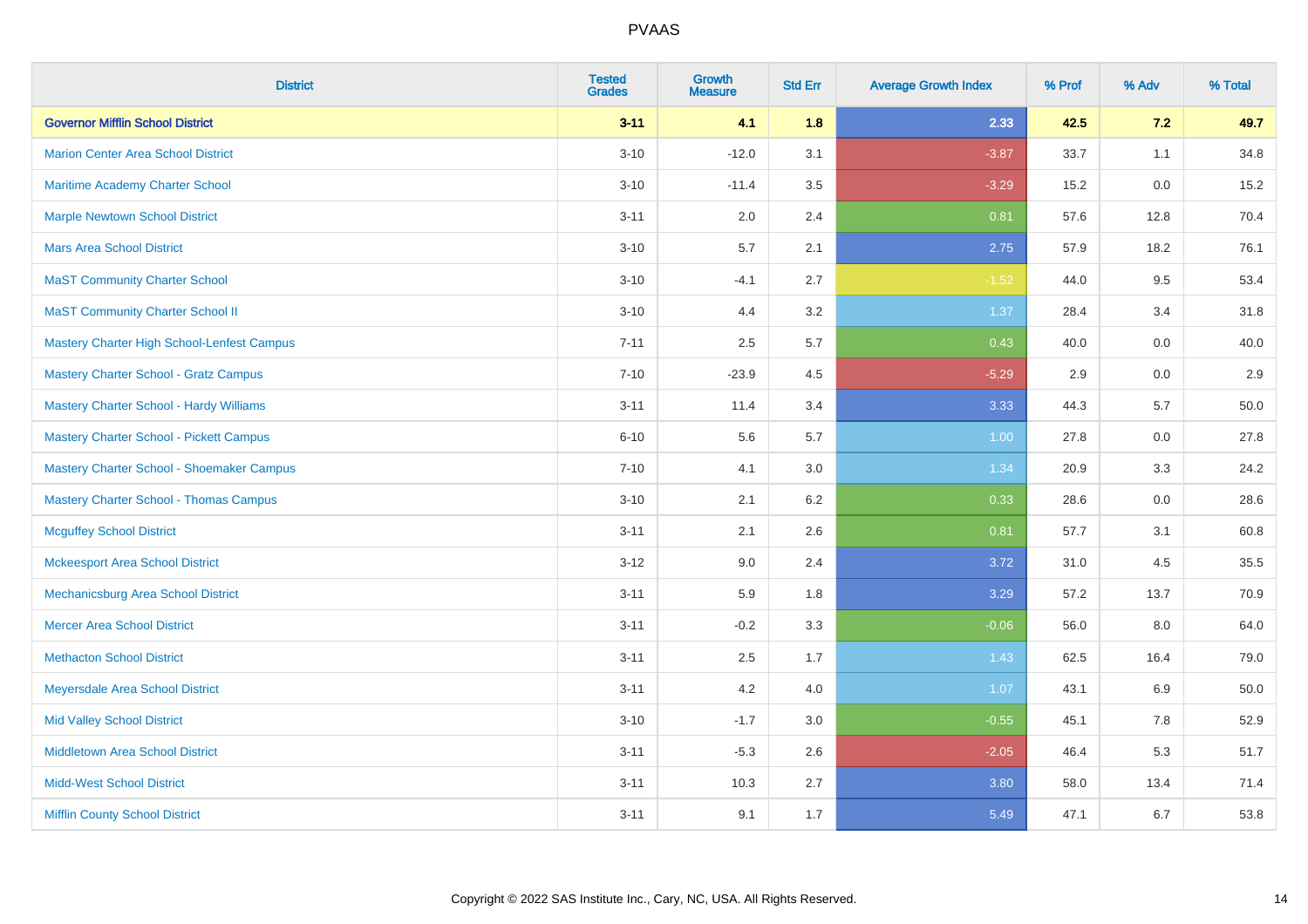| District | Tested Grades | Growth Measure | Std Err | Average Growth Index | % Prof | % Adv | % Total |
|---|---|---|---|---|---|---|---|
| **Governor Mifflin School District** | **3-11** | **4.1** | **1.8** | **2.33** | **42.5** | **7.2** | **49.7** |
| Marion Center Area School District | 3-10 | -12.0 | 3.1 | -3.87 | 33.7 | 1.1 | 34.8 |
| Maritime Academy Charter School | 3-10 | -11.4 | 3.5 | -3.29 | 15.2 | 0.0 | 15.2 |
| Marple Newtown School District | 3-11 | 2.0 | 2.4 | 0.81 | 57.6 | 12.8 | 70.4 |
| Mars Area School District | 3-10 | 5.7 | 2.1 | 2.75 | 57.9 | 18.2 | 76.1 |
| MaST Community Charter School | 3-10 | -4.1 | 2.7 | -1.52 | 44.0 | 9.5 | 53.4 |
| MaST Community Charter School II | 3-10 | 4.4 | 3.2 | 1.37 | 28.4 | 3.4 | 31.8 |
| Mastery Charter High School-Lenfest Campus | 7-11 | 2.5 | 5.7 | 0.43 | 40.0 | 0.0 | 40.0 |
| Mastery Charter School - Gratz Campus | 7-10 | -23.9 | 4.5 | -5.29 | 2.9 | 0.0 | 2.9 |
| Mastery Charter School - Hardy Williams | 3-11 | 11.4 | 3.4 | 3.33 | 44.3 | 5.7 | 50.0 |
| Mastery Charter School - Pickett Campus | 6-10 | 5.6 | 5.7 | 1.00 | 27.8 | 0.0 | 27.8 |
| Mastery Charter School - Shoemaker Campus | 7-10 | 4.1 | 3.0 | 1.34 | 20.9 | 3.3 | 24.2 |
| Mastery Charter School - Thomas Campus | 3-10 | 2.1 | 6.2 | 0.33 | 28.6 | 0.0 | 28.6 |
| Mcguffey School District | 3-11 | 2.1 | 2.6 | 0.81 | 57.7 | 3.1 | 60.8 |
| Mckeesport Area School District | 3-12 | 9.0 | 2.4 | 3.72 | 31.0 | 4.5 | 35.5 |
| Mechanicsburg Area School District | 3-11 | 5.9 | 1.8 | 3.29 | 57.2 | 13.7 | 70.9 |
| Mercer Area School District | 3-11 | -0.2 | 3.3 | -0.06 | 56.0 | 8.0 | 64.0 |
| Methacton School District | 3-11 | 2.5 | 1.7 | 1.43 | 62.5 | 16.4 | 79.0 |
| Meyersdale Area School District | 3-11 | 4.2 | 4.0 | 1.07 | 43.1 | 6.9 | 50.0 |
| Mid Valley School District | 3-10 | -1.7 | 3.0 | -0.55 | 45.1 | 7.8 | 52.9 |
| Middletown Area School District | 3-11 | -5.3 | 2.6 | -2.05 | 46.4 | 5.3 | 51.7 |
| Midd-West School District | 3-11 | 10.3 | 2.7 | 3.80 | 58.0 | 13.4 | 71.4 |
| Mifflin County School District | 3-11 | 9.1 | 1.7 | 5.49 | 47.1 | 6.7 | 53.8 |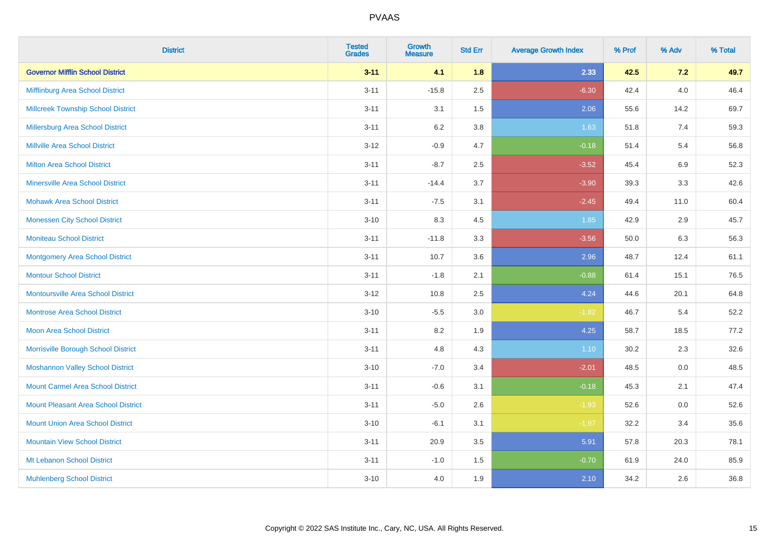PVAAS

| District | Tested Grades | Growth Measure | Std Err | Average Growth Index | % Prof | % Adv | % Total |
|---|---|---|---|---|---|---|---|
| **Governor Mifflin School District** | **3-11** | **4.1** | **1.8** | **2.33** | **42.5** | **7.2** | **49.7** |
| Mifflinburg Area School District | 3-11 | -15.8 | 2.5 | -6.30 | 42.4 | 4.0 | 46.4 |
| Millcreek Township School District | 3-11 | 3.1 | 1.5 | 2.06 | 55.6 | 14.2 | 69.7 |
| Millersburg Area School District | 3-11 | 6.2 | 3.8 | 1.63 | 51.8 | 7.4 | 59.3 |
| Millville Area School District | 3-12 | -0.9 | 4.7 | -0.18 | 51.4 | 5.4 | 56.8 |
| Milton Area School District | 3-11 | -8.7 | 2.5 | -3.52 | 45.4 | 6.9 | 52.3 |
| Minersville Area School District | 3-11 | -14.4 | 3.7 | -3.90 | 39.3 | 3.3 | 42.6 |
| Mohawk Area School District | 3-11 | -7.5 | 3.1 | -2.45 | 49.4 | 11.0 | 60.4 |
| Monessen City School District | 3-10 | 8.3 | 4.5 | 1.85 | 42.9 | 2.9 | 45.7 |
| Moniteau School District | 3-11 | -11.8 | 3.3 | -3.56 | 50.0 | 6.3 | 56.3 |
| Montgomery Area School District | 3-11 | 10.7 | 3.6 | 2.96 | 48.7 | 12.4 | 61.1 |
| Montour School District | 3-11 | -1.8 | 2.1 | -0.88 | 61.4 | 15.1 | 76.5 |
| Montoursville Area School District | 3-12 | 10.8 | 2.5 | 4.24 | 44.6 | 20.1 | 64.8 |
| Montrose Area School District | 3-10 | -5.5 | 3.0 | -1.82 | 46.7 | 5.4 | 52.2 |
| Moon Area School District | 3-11 | 8.2 | 1.9 | 4.25 | 58.7 | 18.5 | 77.2 |
| Morrisville Borough School District | 3-11 | 4.8 | 4.3 | 1.10 | 30.2 | 2.3 | 32.6 |
| Moshannon Valley School District | 3-10 | -7.0 | 3.4 | -2.01 | 48.5 | 0.0 | 48.5 |
| Mount Carmel Area School District | 3-11 | -0.6 | 3.1 | -0.18 | 45.3 | 2.1 | 47.4 |
| Mount Pleasant Area School District | 3-11 | -5.0 | 2.6 | -1.93 | 52.6 | 0.0 | 52.6 |
| Mount Union Area School District | 3-10 | -6.1 | 3.1 | -1.97 | 32.2 | 3.4 | 35.6 |
| Mountain View School District | 3-11 | 20.9 | 3.5 | 5.91 | 57.8 | 20.3 | 78.1 |
| Mt Lebanon School District | 3-11 | -1.0 | 1.5 | -0.70 | 61.9 | 24.0 | 85.9 |
| Muhlenberg School District | 3-10 | 4.0 | 1.9 | 2.10 | 34.2 | 2.6 | 36.8 |

Copyright © 2022 SAS Institute Inc., Cary, NC, USA. All Rights Reserved.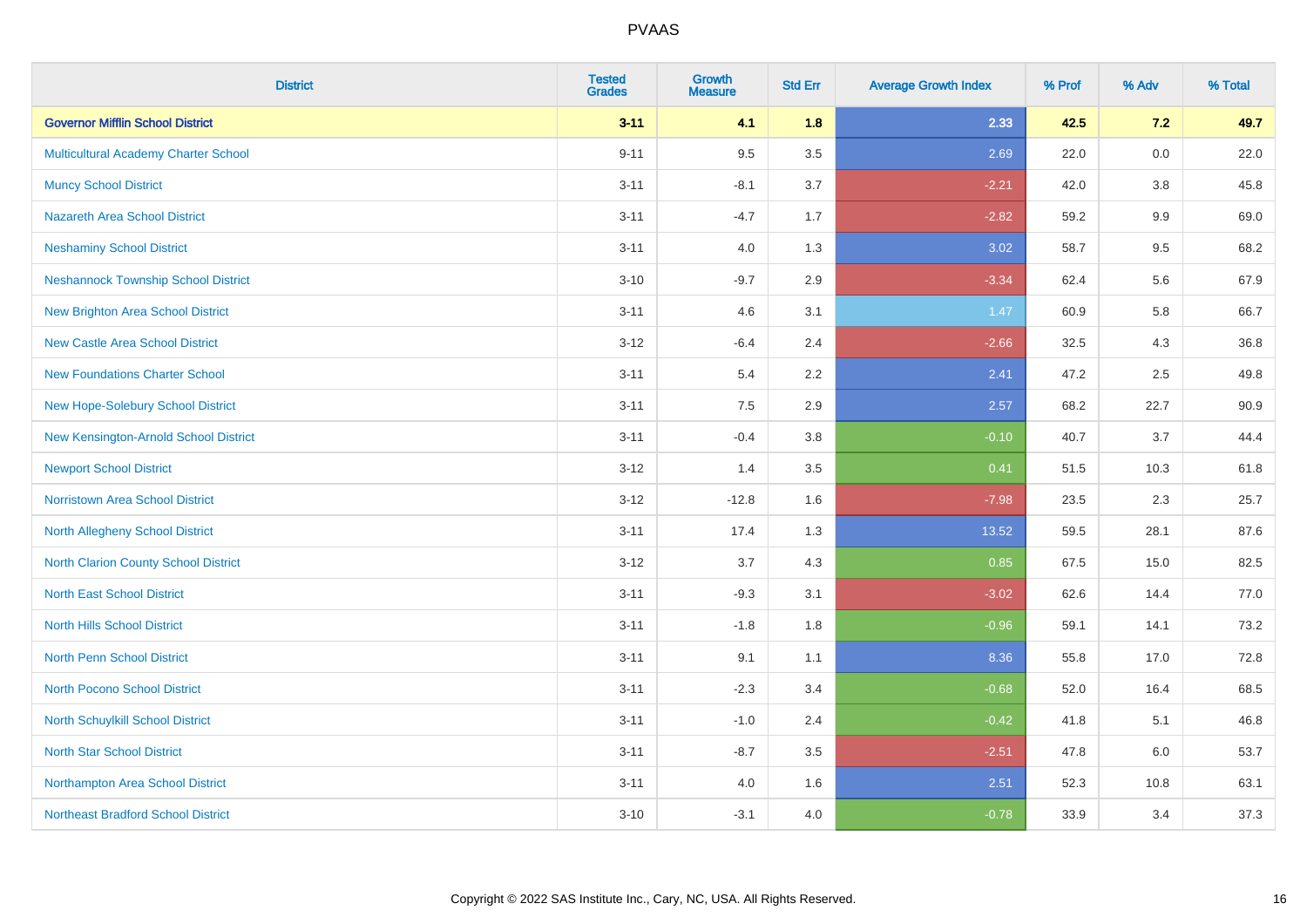# PVAAS

| District | Tested Grades | Growth Measure | Std Err | Average Growth Index | % Prof | % Adv | % Total |
|---|---|---|---|---|---|---|---|
| **Governor Mifflin School District** | **3-11** | **4.1** | **1.8** | **2.33** | **42.5** | **7.2** | **49.7** |
| Multicultural Academy Charter School | 9-11 | 9.5 | 3.5 | 2.69 | 22.0 | 0.0 | 22.0 |
| Muncy School District | 3-11 | -8.1 | 3.7 | -2.21 | 42.0 | 3.8 | 45.8 |
| Nazareth Area School District | 3-11 | -4.7 | 1.7 | -2.82 | 59.2 | 9.9 | 69.0 |
| Neshaminy School District | 3-11 | 4.0 | 1.3 | 3.02 | 58.7 | 9.5 | 68.2 |
| Neshannock Township School District | 3-10 | -9.7 | 2.9 | -3.34 | 62.4 | 5.6 | 67.9 |
| New Brighton Area School District | 3-11 | 4.6 | 3.1 | 1.47 | 60.9 | 5.8 | 66.7 |
| New Castle Area School District | 3-12 | -6.4 | 2.4 | -2.66 | 32.5 | 4.3 | 36.8 |
| New Foundations Charter School | 3-11 | 5.4 | 2.2 | 2.41 | 47.2 | 2.5 | 49.8 |
| New Hope-Solebury School District | 3-11 | 7.5 | 2.9 | 2.57 | 68.2 | 22.7 | 90.9 |
| New Kensington-Arnold School District | 3-11 | -0.4 | 3.8 | -0.10 | 40.7 | 3.7 | 44.4 |
| Newport School District | 3-12 | 1.4 | 3.5 | 0.41 | 51.5 | 10.3 | 61.8 |
| Norristown Area School District | 3-12 | -12.8 | 1.6 | -7.98 | 23.5 | 2.3 | 25.7 |
| North Allegheny School District | 3-11 | 17.4 | 1.3 | 13.52 | 59.5 | 28.1 | 87.6 |
| North Clarion County School District | 3-12 | 3.7 | 4.3 | 0.85 | 67.5 | 15.0 | 82.5 |
| North East School District | 3-11 | -9.3 | 3.1 | -3.02 | 62.6 | 14.4 | 77.0 |
| North Hills School District | 3-11 | -1.8 | 1.8 | -0.96 | 59.1 | 14.1 | 73.2 |
| North Penn School District | 3-11 | 9.1 | 1.1 | 8.36 | 55.8 | 17.0 | 72.8 |
| North Pocono School District | 3-11 | -2.3 | 3.4 | -0.68 | 52.0 | 16.4 | 68.5 |
| North Schuylkill School District | 3-11 | -1.0 | 2.4 | -0.42 | 41.8 | 5.1 | 46.8 |
| North Star School District | 3-11 | -8.7 | 3.5 | -2.51 | 47.8 | 6.0 | 53.7 |
| Northampton Area School District | 3-11 | 4.0 | 1.6 | 2.51 | 52.3 | 10.8 | 63.1 |
| Northeast Bradford School District | 3-10 | -3.1 | 4.0 | -0.78 | 33.9 | 3.4 | 37.3 |

Copyright © 2022 SAS Institute Inc., Cary, NC, USA. All Rights Reserved.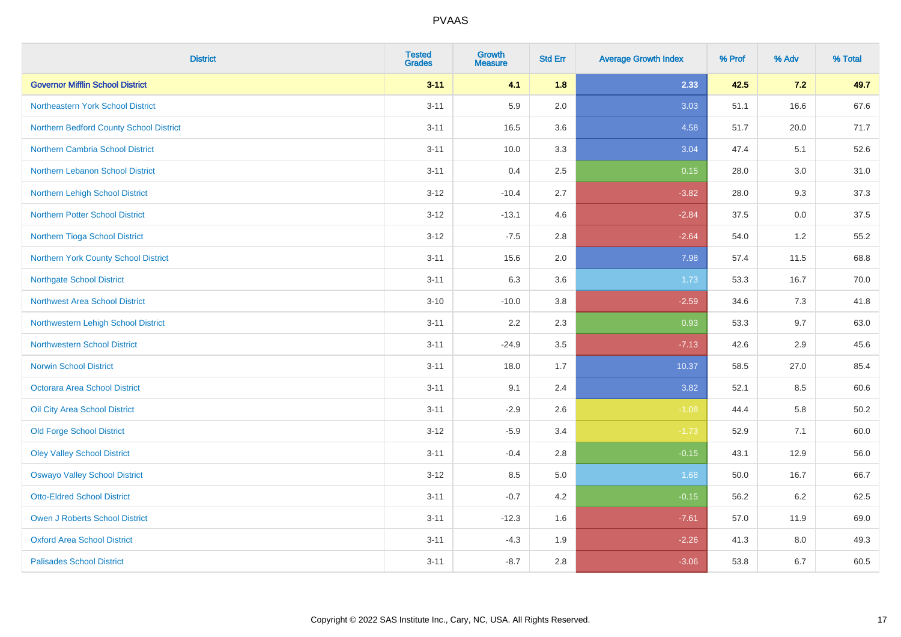| District | Tested Grades | Growth Measure | Std Err | Average Growth Index | % Prof | % Adv | % Total |
|---|---|---|---|---|---|---|---|
| **Governor Mifflin School District** | **3-11** | **4.1** | **1.8** | **2.33** | **42.5** | **7.2** | **49.7** |
| Northeastern York School District | 3-11 | 5.9 | 2.0 | 3.03 | 51.1 | 16.6 | 67.6 |
| Northern Bedford County School District | 3-11 | 16.5 | 3.6 | 4.58 | 51.7 | 20.0 | 71.7 |
| Northern Cambria School District | 3-11 | 10.0 | 3.3 | 3.04 | 47.4 | 5.1 | 52.6 |
| Northern Lebanon School District | 3-11 | 0.4 | 2.5 | 0.15 | 28.0 | 3.0 | 31.0 |
| Northern Lehigh School District | 3-12 | -10.4 | 2.7 | -3.82 | 28.0 | 9.3 | 37.3 |
| Northern Potter School District | 3-12 | -13.1 | 4.6 | -2.84 | 37.5 | 0.0 | 37.5 |
| Northern Tioga School District | 3-12 | -7.5 | 2.8 | -2.64 | 54.0 | 1.2 | 55.2 |
| Northern York County School District | 3-11 | 15.6 | 2.0 | 7.98 | 57.4 | 11.5 | 68.8 |
| Northgate School District | 3-11 | 6.3 | 3.6 | 1.73 | 53.3 | 16.7 | 70.0 |
| Northwest Area School District | 3-10 | -10.0 | 3.8 | -2.59 | 34.6 | 7.3 | 41.8 |
| Northwestern Lehigh School District | 3-11 | 2.2 | 2.3 | 0.93 | 53.3 | 9.7 | 63.0 |
| Northwestern School District | 3-11 | -24.9 | 3.5 | -7.13 | 42.6 | 2.9 | 45.6 |
| Norwin School District | 3-11 | 18.0 | 1.7 | 10.37 | 58.5 | 27.0 | 85.4 |
| Octorara Area School District | 3-11 | 9.1 | 2.4 | 3.82 | 52.1 | 8.5 | 60.6 |
| Oil City Area School District | 3-11 | -2.9 | 2.6 | -1.08 | 44.4 | 5.8 | 50.2 |
| Old Forge School District | 3-12 | -5.9 | 3.4 | -1.73 | 52.9 | 7.1 | 60.0 |
| Oley Valley School District | 3-11 | -0.4 | 2.8 | -0.15 | 43.1 | 12.9 | 56.0 |
| Oswayo Valley School District | 3-12 | 8.5 | 5.0 | 1.68 | 50.0 | 16.7 | 66.7 |
| Otto-Eldred School District | 3-11 | -0.7 | 4.2 | -0.15 | 56.2 | 6.2 | 62.5 |
| Owen J Roberts School District | 3-11 | -12.3 | 1.6 | -7.61 | 57.0 | 11.9 | 69.0 |
| Oxford Area School District | 3-11 | -4.3 | 1.9 | -2.26 | 41.3 | 8.0 | 49.3 |
| Palisades School District | 3-11 | -8.7 | 2.8 | -3.06 | 53.8 | 6.7 | 60.5 |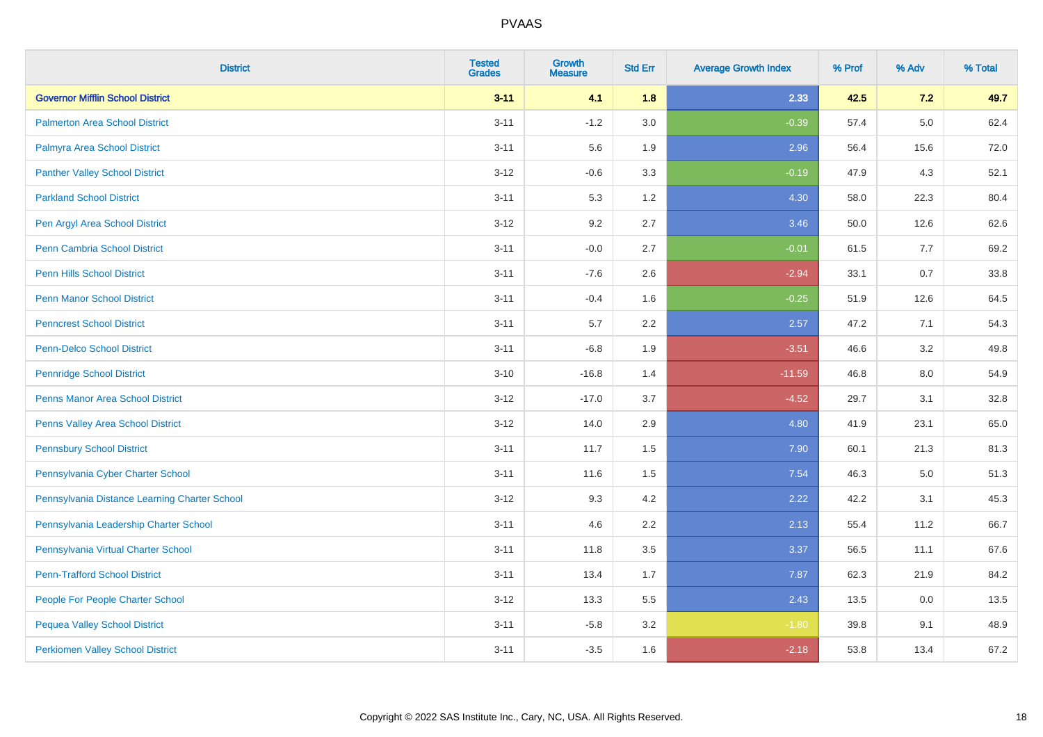PVAAS

| District | Tested Grades | Growth Measure | Std Err | Average Growth Index | % Prof | % Adv | % Total |
|---|---|---|---|---|---|---|---|
| **Governor Mifflin School District** | **3-11** | **4.1** | **1.8** | **2.33** | **42.5** | **7.2** | **49.7** |
| Palmerton Area School District | 3-11 | -1.2 | 3.0 | -0.39 | 57.4 | 5.0 | 62.4 |
| Palmyra Area School District | 3-11 | 5.6 | 1.9 | 2.96 | 56.4 | 15.6 | 72.0 |
| Panther Valley School District | 3-12 | -0.6 | 3.3 | -0.19 | 47.9 | 4.3 | 52.1 |
| Parkland School District | 3-11 | 5.3 | 1.2 | 4.30 | 58.0 | 22.3 | 80.4 |
| Pen Argyl Area School District | 3-12 | 9.2 | 2.7 | 3.46 | 50.0 | 12.6 | 62.6 |
| Penn Cambria School District | 3-11 | -0.0 | 2.7 | -0.01 | 61.5 | 7.7 | 69.2 |
| Penn Hills School District | 3-11 | -7.6 | 2.6 | -2.94 | 33.1 | 0.7 | 33.8 |
| Penn Manor School District | 3-11 | -0.4 | 1.6 | -0.25 | 51.9 | 12.6 | 64.5 |
| Penncrest School District | 3-11 | 5.7 | 2.2 | 2.57 | 47.2 | 7.1 | 54.3 |
| Penn-Delco School District | 3-11 | -6.8 | 1.9 | -3.51 | 46.6 | 3.2 | 49.8 |
| Pennridge School District | 3-10 | -16.8 | 1.4 | -11.59 | 46.8 | 8.0 | 54.9 |
| Penns Manor Area School District | 3-12 | -17.0 | 3.7 | -4.52 | 29.7 | 3.1 | 32.8 |
| Penns Valley Area School District | 3-12 | 14.0 | 2.9 | 4.80 | 41.9 | 23.1 | 65.0 |
| Pennsbury School District | 3-11 | 11.7 | 1.5 | 7.90 | 60.1 | 21.3 | 81.3 |
| Pennsylvania Cyber Charter School | 3-11 | 11.6 | 1.5 | 7.54 | 46.3 | 5.0 | 51.3 |
| Pennsylvania Distance Learning Charter School | 3-12 | 9.3 | 4.2 | 2.22 | 42.2 | 3.1 | 45.3 |
| Pennsylvania Leadership Charter School | 3-11 | 4.6 | 2.2 | 2.13 | 55.4 | 11.2 | 66.7 |
| Pennsylvania Virtual Charter School | 3-11 | 11.8 | 3.5 | 3.37 | 56.5 | 11.1 | 67.6 |
| Penn-Trafford School District | 3-11 | 13.4 | 1.7 | 7.87 | 62.3 | 21.9 | 84.2 |
| People For People Charter School | 3-12 | 13.3 | 5.5 | 2.43 | 13.5 | 0.0 | 13.5 |
| Pequea Valley School District | 3-11 | -5.8 | 3.2 | -1.80 | 39.8 | 9.1 | 48.9 |
| Perkiomen Valley School District | 3-11 | -3.5 | 1.6 | -2.18 | 53.8 | 13.4 | 67.2 |

Copyright © 2022 SAS Institute Inc., Cary, NC, USA. All Rights Reserved.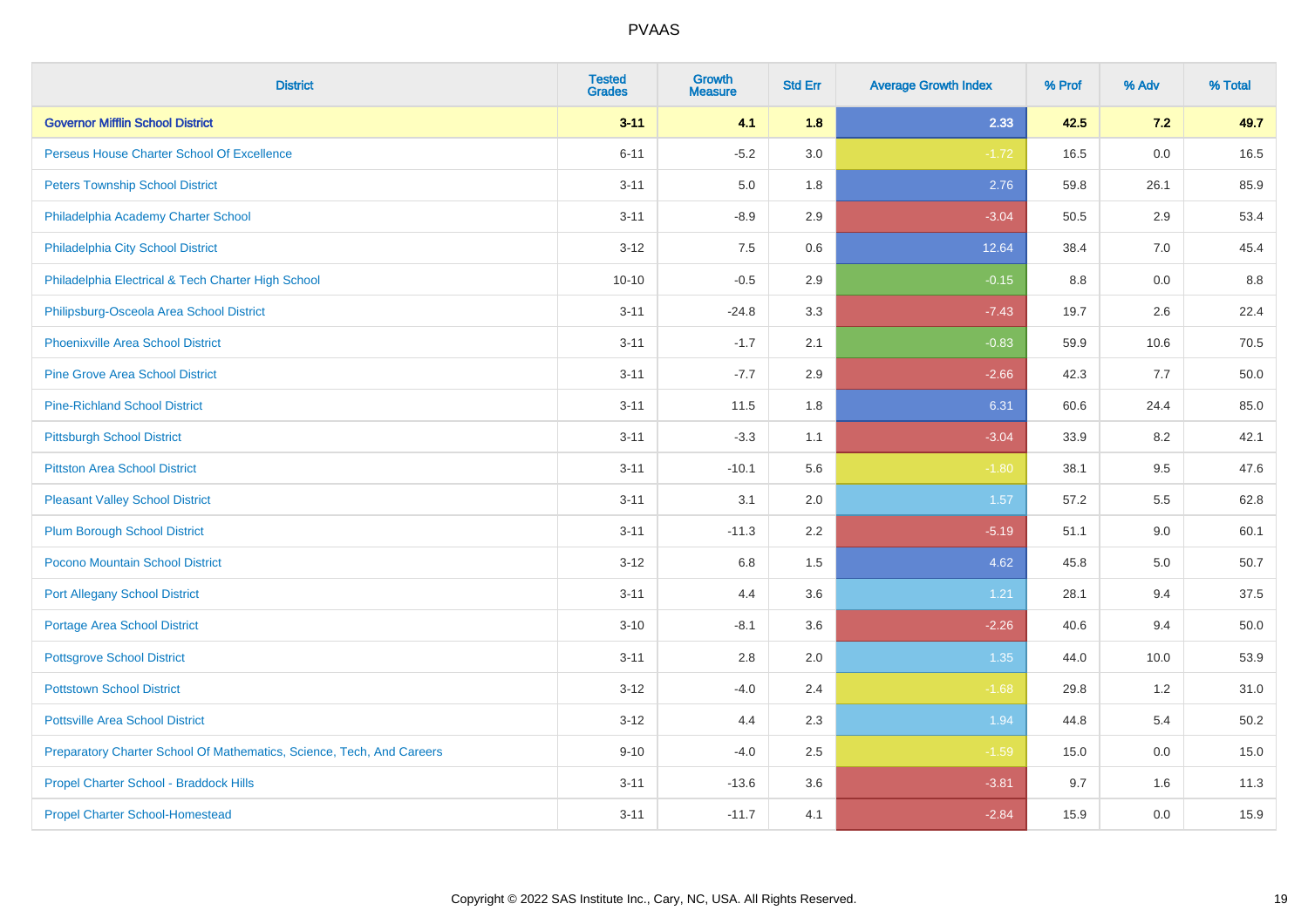PVAAS

| District | Tested Grades | Growth Measure | Std Err | Average Growth Index | % Prof | % Adv | % Total |
|---|---|---|---|---|---|---|---|
| **Governor Mifflin School District** | **3-11** | **4.1** | **1.8** | **2.33** | **42.5** | **7.2** | **49.7** |
| Perseus House Charter School Of Excellence | 6-11 | -5.2 | 3.0 | -1.72 | 16.5 | 0.0 | 16.5 |
| Peters Township School District | 3-11 | 5.0 | 1.8 | 2.76 | 59.8 | 26.1 | 85.9 |
| Philadelphia Academy Charter School | 3-11 | -8.9 | 2.9 | -3.04 | 50.5 | 2.9 | 53.4 |
| Philadelphia City School District | 3-12 | 7.5 | 0.6 | 12.64 | 38.4 | 7.0 | 45.4 |
| Philadelphia Electrical & Tech Charter High School | 10-10 | -0.5 | 2.9 | -0.15 | 8.8 | 0.0 | 8.8 |
| Philipsburg-Osceola Area School District | 3-11 | -24.8 | 3.3 | -7.43 | 19.7 | 2.6 | 22.4 |
| Phoenixville Area School District | 3-11 | -1.7 | 2.1 | -0.83 | 59.9 | 10.6 | 70.5 |
| Pine Grove Area School District | 3-11 | -7.7 | 2.9 | -2.66 | 42.3 | 7.7 | 50.0 |
| Pine-Richland School District | 3-11 | 11.5 | 1.8 | 6.31 | 60.6 | 24.4 | 85.0 |
| Pittsburgh School District | 3-11 | -3.3 | 1.1 | -3.04 | 33.9 | 8.2 | 42.1 |
| Pittston Area School District | 3-11 | -10.1 | 5.6 | -1.80 | 38.1 | 9.5 | 47.6 |
| Pleasant Valley School District | 3-11 | 3.1 | 2.0 | 1.57 | 57.2 | 5.5 | 62.8 |
| Plum Borough School District | 3-11 | -11.3 | 2.2 | -5.19 | 51.1 | 9.0 | 60.1 |
| Pocono Mountain School District | 3-12 | 6.8 | 1.5 | 4.62 | 45.8 | 5.0 | 50.7 |
| Port Allegany School District | 3-11 | 4.4 | 3.6 | 1.21 | 28.1 | 9.4 | 37.5 |
| Portage Area School District | 3-10 | -8.1 | 3.6 | -2.26 | 40.6 | 9.4 | 50.0 |
| Pottsgrove School District | 3-11 | 2.8 | 2.0 | 1.35 | 44.0 | 10.0 | 53.9 |
| Pottstown School District | 3-12 | -4.0 | 2.4 | -1.68 | 29.8 | 1.2 | 31.0 |
| Pottsville Area School District | 3-12 | 4.4 | 2.3 | 1.94 | 44.8 | 5.4 | 50.2 |
| Preparatory Charter School Of Mathematics, Science, Tech, And Careers | 9-10 | -4.0 | 2.5 | -1.59 | 15.0 | 0.0 | 15.0 |
| Propel Charter School - Braddock Hills | 3-11 | -13.6 | 3.6 | -3.81 | 9.7 | 1.6 | 11.3 |
| Propel Charter School-Homestead | 3-11 | -11.7 | 4.1 | -2.84 | 15.9 | 0.0 | 15.9 |

Copyright © 2022 SAS Institute Inc., Cary, NC, USA. All Rights Reserved.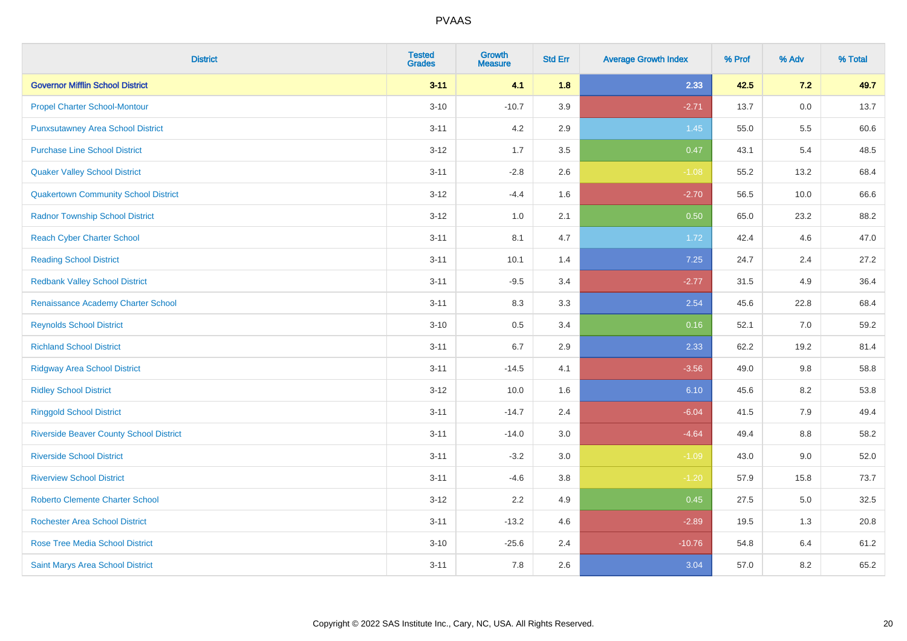PVAAS

| District | Tested Grades | Growth Measure | Std Err | Average Growth Index | % Prof | % Adv | % Total |
|---|---|---|---|---|---|---|---|
| **Governor Mifflin School District** | **3-11** | **4.1** | **1.8** | **2.33** | **42.5** | **7.2** | **49.7** |
| Propel Charter School-Montour | 3-10 | -10.7 | 3.9 | -2.71 | 13.7 | 0.0 | 13.7 |
| Punxsutawney Area School District | 3-11 | 4.2 | 2.9 | 1.45 | 55.0 | 5.5 | 60.6 |
| Purchase Line School District | 3-12 | 1.7 | 3.5 | 0.47 | 43.1 | 5.4 | 48.5 |
| Quaker Valley School District | 3-11 | -2.8 | 2.6 | -1.08 | 55.2 | 13.2 | 68.4 |
| Quakertown Community School District | 3-12 | -4.4 | 1.6 | -2.70 | 56.5 | 10.0 | 66.6 |
| Radnor Township School District | 3-12 | 1.0 | 2.1 | 0.50 | 65.0 | 23.2 | 88.2 |
| Reach Cyber Charter School | 3-11 | 8.1 | 4.7 | 1.72 | 42.4 | 4.6 | 47.0 |
| Reading School District | 3-11 | 10.1 | 1.4 | 7.25 | 24.7 | 2.4 | 27.2 |
| Redbank Valley School District | 3-11 | -9.5 | 3.4 | -2.77 | 31.5 | 4.9 | 36.4 |
| Renaissance Academy Charter School | 3-11 | 8.3 | 3.3 | 2.54 | 45.6 | 22.8 | 68.4 |
| Reynolds School District | 3-10 | 0.5 | 3.4 | 0.16 | 52.1 | 7.0 | 59.2 |
| Richland School District | 3-11 | 6.7 | 2.9 | 2.33 | 62.2 | 19.2 | 81.4 |
| Ridgway Area School District | 3-11 | -14.5 | 4.1 | -3.56 | 49.0 | 9.8 | 58.8 |
| Ridley School District | 3-12 | 10.0 | 1.6 | 6.10 | 45.6 | 8.2 | 53.8 |
| Ringgold School District | 3-11 | -14.7 | 2.4 | -6.04 | 41.5 | 7.9 | 49.4 |
| Riverside Beaver County School District | 3-11 | -14.0 | 3.0 | -4.64 | 49.4 | 8.8 | 58.2 |
| Riverside School District | 3-11 | -3.2 | 3.0 | -1.09 | 43.0 | 9.0 | 52.0 |
| Riverview School District | 3-11 | -4.6 | 3.8 | -1.20 | 57.9 | 15.8 | 73.7 |
| Roberto Clemente Charter School | 3-12 | 2.2 | 4.9 | 0.45 | 27.5 | 5.0 | 32.5 |
| Rochester Area School District | 3-11 | -13.2 | 4.6 | -2.89 | 19.5 | 1.3 | 20.8 |
| Rose Tree Media School District | 3-10 | -25.6 | 2.4 | -10.76 | 54.8 | 6.4 | 61.2 |
| Saint Marys Area School District | 3-11 | 7.8 | 2.6 | 3.04 | 57.0 | 8.2 | 65.2 |

Copyright © 2022 SAS Institute Inc., Cary, NC, USA. All Rights Reserved.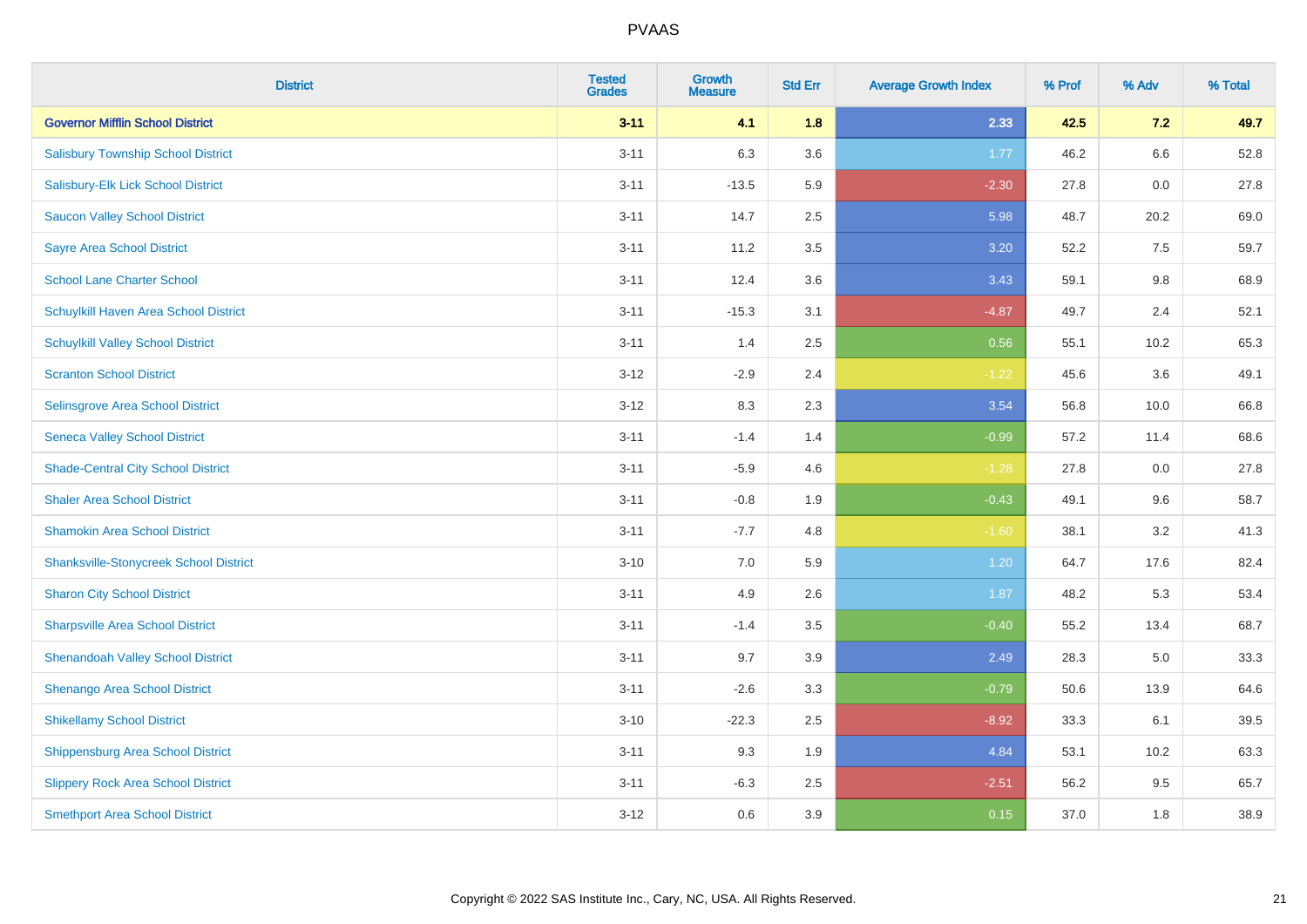PVAAS

| District | Tested Grades | Growth Measure | Std Err | Average Growth Index | % Prof | % Adv | % Total |
|---|---|---|---|---|---|---|---|
| **Governor Mifflin School District** | **3-11** | **4.1** | **1.8** | **2.33** | **42.5** | **7.2** | **49.7** |
| Salisbury Township School District | 3-11 | 6.3 | 3.6 | 1.77 | 46.2 | 6.6 | 52.8 |
| Salisbury-Elk Lick School District | 3-11 | -13.5 | 5.9 | -2.30 | 27.8 | 0.0 | 27.8 |
| Saucon Valley School District | 3-11 | 14.7 | 2.5 | 5.98 | 48.7 | 20.2 | 69.0 |
| Sayre Area School District | 3-11 | 11.2 | 3.5 | 3.20 | 52.2 | 7.5 | 59.7 |
| School Lane Charter School | 3-11 | 12.4 | 3.6 | 3.43 | 59.1 | 9.8 | 68.9 |
| Schuylkill Haven Area School District | 3-11 | -15.3 | 3.1 | -4.87 | 49.7 | 2.4 | 52.1 |
| Schuylkill Valley School District | 3-11 | 1.4 | 2.5 | 0.56 | 55.1 | 10.2 | 65.3 |
| Scranton School District | 3-12 | -2.9 | 2.4 | -1.22 | 45.6 | 3.6 | 49.1 |
| Selinsgrove Area School District | 3-12 | 8.3 | 2.3 | 3.54 | 56.8 | 10.0 | 66.8 |
| Seneca Valley School District | 3-11 | -1.4 | 1.4 | -0.99 | 57.2 | 11.4 | 68.6 |
| Shade-Central City School District | 3-11 | -5.9 | 4.6 | -1.28 | 27.8 | 0.0 | 27.8 |
| Shaler Area School District | 3-11 | -0.8 | 1.9 | -0.43 | 49.1 | 9.6 | 58.7 |
| Shamokin Area School District | 3-11 | -7.7 | 4.8 | -1.60 | 38.1 | 3.2 | 41.3 |
| Shanksville-Stonycreek School District | 3-10 | 7.0 | 5.9 | 1.20 | 64.7 | 17.6 | 82.4 |
| Sharon City School District | 3-11 | 4.9 | 2.6 | 1.87 | 48.2 | 5.3 | 53.4 |
| Sharpsville Area School District | 3-11 | -1.4 | 3.5 | -0.40 | 55.2 | 13.4 | 68.7 |
| Shenandoah Valley School District | 3-11 | 9.7 | 3.9 | 2.49 | 28.3 | 5.0 | 33.3 |
| Shenango Area School District | 3-11 | -2.6 | 3.3 | -0.79 | 50.6 | 13.9 | 64.6 |
| Shikellamy School District | 3-10 | -22.3 | 2.5 | -8.92 | 33.3 | 6.1 | 39.5 |
| Shippensburg Area School District | 3-11 | 9.3 | 1.9 | 4.84 | 53.1 | 10.2 | 63.3 |
| Slippery Rock Area School District | 3-11 | -6.3 | 2.5 | -2.51 | 56.2 | 9.5 | 65.7 |
| Smethport Area School District | 3-12 | 0.6 | 3.9 | 0.15 | 37.0 | 1.8 | 38.9 |

Copyright © 2022 SAS Institute Inc., Cary, NC, USA. All Rights Reserved.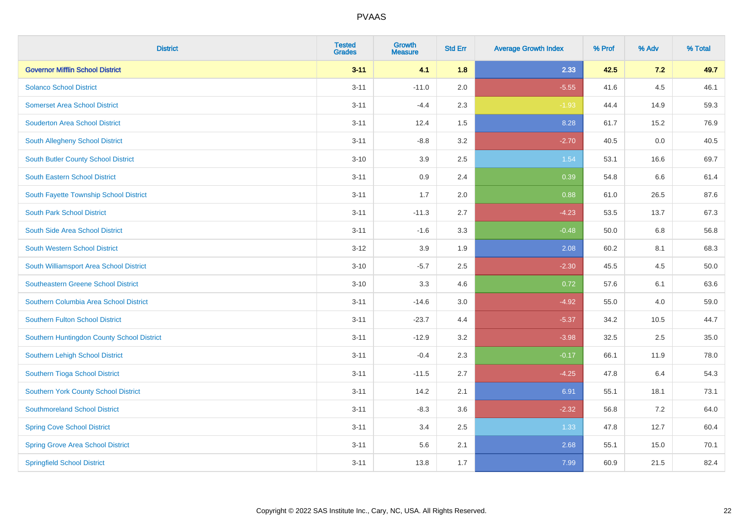# PVAAS

| District | Tested Grades | Growth Measure | Std Err | Average Growth Index | % Prof | % Adv | % Total |
|---|---|---|---|---|---|---|---|
| **Governor Mifflin School District** | **3-11** | **4.1** | **1.8** | **2.33** | **42.5** | **7.2** | **49.7** |
| Solanco School District | 3-11 | -11.0 | 2.0 | -5.55 | 41.6 | 4.5 | 46.1 |
| Somerset Area School District | 3-11 | -4.4 | 2.3 | -1.93 | 44.4 | 14.9 | 59.3 |
| Souderton Area School District | 3-11 | 12.4 | 1.5 | 8.28 | 61.7 | 15.2 | 76.9 |
| South Allegheny School District | 3-11 | -8.8 | 3.2 | -2.70 | 40.5 | 0.0 | 40.5 |
| South Butler County School District | 3-10 | 3.9 | 2.5 | 1.54 | 53.1 | 16.6 | 69.7 |
| South Eastern School District | 3-11 | 0.9 | 2.4 | 0.39 | 54.8 | 6.6 | 61.4 |
| South Fayette Township School District | 3-11 | 1.7 | 2.0 | 0.88 | 61.0 | 26.5 | 87.6 |
| South Park School District | 3-11 | -11.3 | 2.7 | -4.23 | 53.5 | 13.7 | 67.3 |
| South Side Area School District | 3-11 | -1.6 | 3.3 | -0.48 | 50.0 | 6.8 | 56.8 |
| South Western School District | 3-12 | 3.9 | 1.9 | 2.08 | 60.2 | 8.1 | 68.3 |
| South Williamsport Area School District | 3-10 | -5.7 | 2.5 | -2.30 | 45.5 | 4.5 | 50.0 |
| Southeastern Greene School District | 3-10 | 3.3 | 4.6 | 0.72 | 57.6 | 6.1 | 63.6 |
| Southern Columbia Area School District | 3-11 | -14.6 | 3.0 | -4.92 | 55.0 | 4.0 | 59.0 |
| Southern Fulton School District | 3-11 | -23.7 | 4.4 | -5.37 | 34.2 | 10.5 | 44.7 |
| Southern Huntingdon County School District | 3-11 | -12.9 | 3.2 | -3.98 | 32.5 | 2.5 | 35.0 |
| Southern Lehigh School District | 3-11 | -0.4 | 2.3 | -0.17 | 66.1 | 11.9 | 78.0 |
| Southern Tioga School District | 3-11 | -11.5 | 2.7 | -4.25 | 47.8 | 6.4 | 54.3 |
| Southern York County School District | 3-11 | 14.2 | 2.1 | 6.91 | 55.1 | 18.1 | 73.1 |
| Southmoreland School District | 3-11 | -8.3 | 3.6 | -2.32 | 56.8 | 7.2 | 64.0 |
| Spring Cove School District | 3-11 | 3.4 | 2.5 | 1.33 | 47.8 | 12.7 | 60.4 |
| Spring Grove Area School District | 3-11 | 5.6 | 2.1 | 2.68 | 55.1 | 15.0 | 70.1 |
| Springfield School District | 3-11 | 13.8 | 1.7 | 7.99 | 60.9 | 21.5 | 82.4 |

Copyright © 2022 SAS Institute Inc., Cary, NC, USA. All Rights Reserved.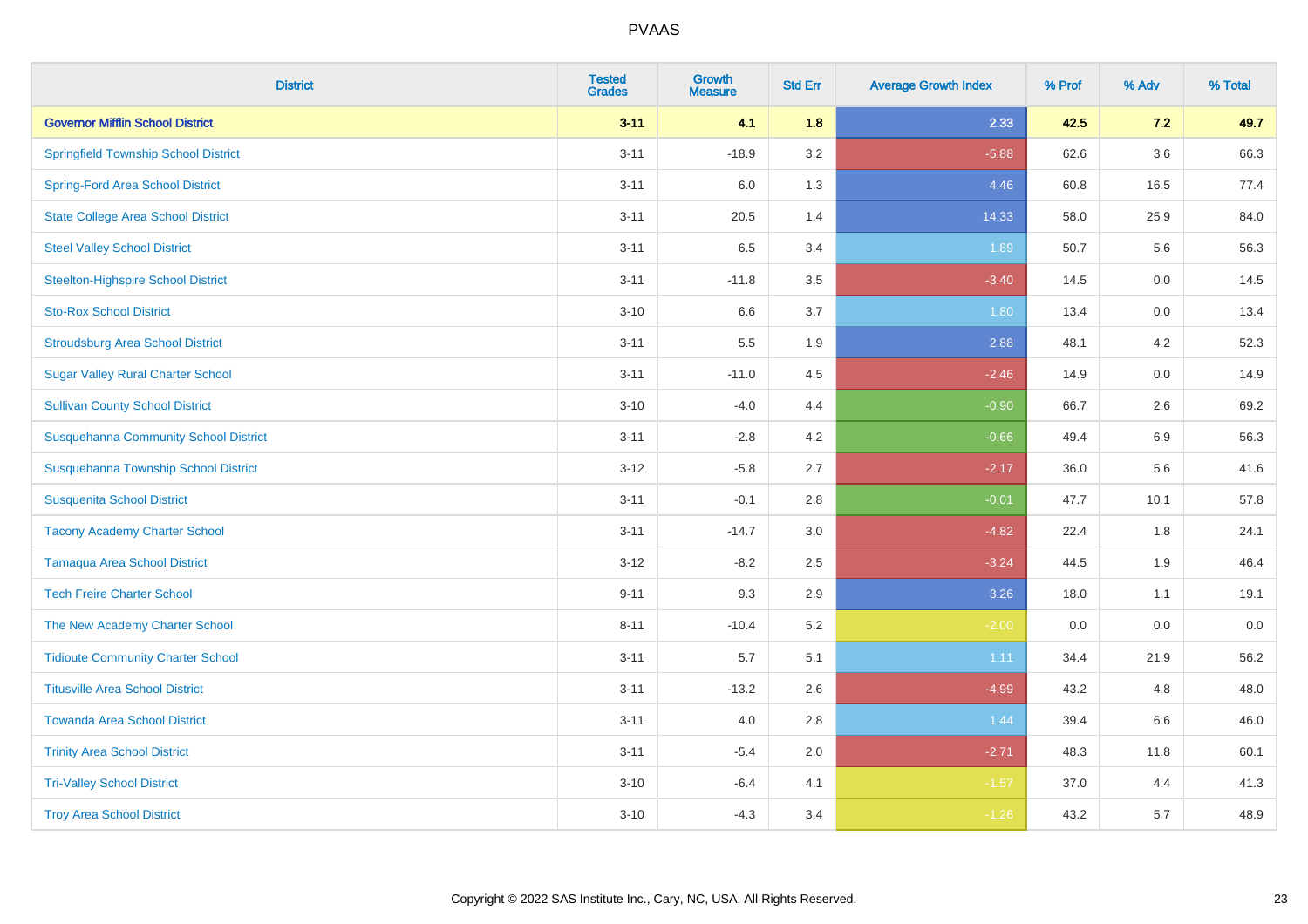PVAAS

| District | Tested Grades | Growth Measure | Std Err | Average Growth Index | % Prof | % Adv | % Total |
|---|---|---|---|---|---|---|---|
| **Governor Mifflin School District** | **3-11** | **4.1** | **1.8** | **2.33** | **42.5** | **7.2** | **49.7** |
| Springfield Township School District | 3-11 | -18.9 | 3.2 | -5.88 | 62.6 | 3.6 | 66.3 |
| Spring-Ford Area School District | 3-11 | 6.0 | 1.3 | 4.46 | 60.8 | 16.5 | 77.4 |
| State College Area School District | 3-11 | 20.5 | 1.4 | 14.33 | 58.0 | 25.9 | 84.0 |
| Steel Valley School District | 3-11 | 6.5 | 3.4 | 1.89 | 50.7 | 5.6 | 56.3 |
| Steelton-Highspire School District | 3-11 | -11.8 | 3.5 | -3.40 | 14.5 | 0.0 | 14.5 |
| Sto-Rox School District | 3-10 | 6.6 | 3.7 | 1.80 | 13.4 | 0.0 | 13.4 |
| Stroudsburg Area School District | 3-11 | 5.5 | 1.9 | 2.88 | 48.1 | 4.2 | 52.3 |
| Sugar Valley Rural Charter School | 3-11 | -11.0 | 4.5 | -2.46 | 14.9 | 0.0 | 14.9 |
| Sullivan County School District | 3-10 | -4.0 | 4.4 | -0.90 | 66.7 | 2.6 | 69.2 |
| Susquehanna Community School District | 3-11 | -2.8 | 4.2 | -0.66 | 49.4 | 6.9 | 56.3 |
| Susquehanna Township School District | 3-12 | -5.8 | 2.7 | -2.17 | 36.0 | 5.6 | 41.6 |
| Susquenita School District | 3-11 | -0.1 | 2.8 | -0.01 | 47.7 | 10.1 | 57.8 |
| Tacony Academy Charter School | 3-11 | -14.7 | 3.0 | -4.82 | 22.4 | 1.8 | 24.1 |
| Tamaqua Area School District | 3-12 | -8.2 | 2.5 | -3.24 | 44.5 | 1.9 | 46.4 |
| Tech Freire Charter School | 9-11 | 9.3 | 2.9 | 3.26 | 18.0 | 1.1 | 19.1 |
| The New Academy Charter School | 8-11 | -10.4 | 5.2 | -2.00 | 0.0 | 0.0 | 0.0 |
| Tidioute Community Charter School | 3-11 | 5.7 | 5.1 | 1.11 | 34.4 | 21.9 | 56.2 |
| Titusville Area School District | 3-11 | -13.2 | 2.6 | -4.99 | 43.2 | 4.8 | 48.0 |
| Towanda Area School District | 3-11 | 4.0 | 2.8 | 1.44 | 39.4 | 6.6 | 46.0 |
| Trinity Area School District | 3-11 | -5.4 | 2.0 | -2.71 | 48.3 | 11.8 | 60.1 |
| Tri-Valley School District | 3-10 | -6.4 | 4.1 | -1.57 | 37.0 | 4.4 | 41.3 |
| Troy Area School District | 3-10 | -4.3 | 3.4 | -1.26 | 43.2 | 5.7 | 48.9 |

Copyright © 2022 SAS Institute Inc., Cary, NC, USA. All Rights Reserved.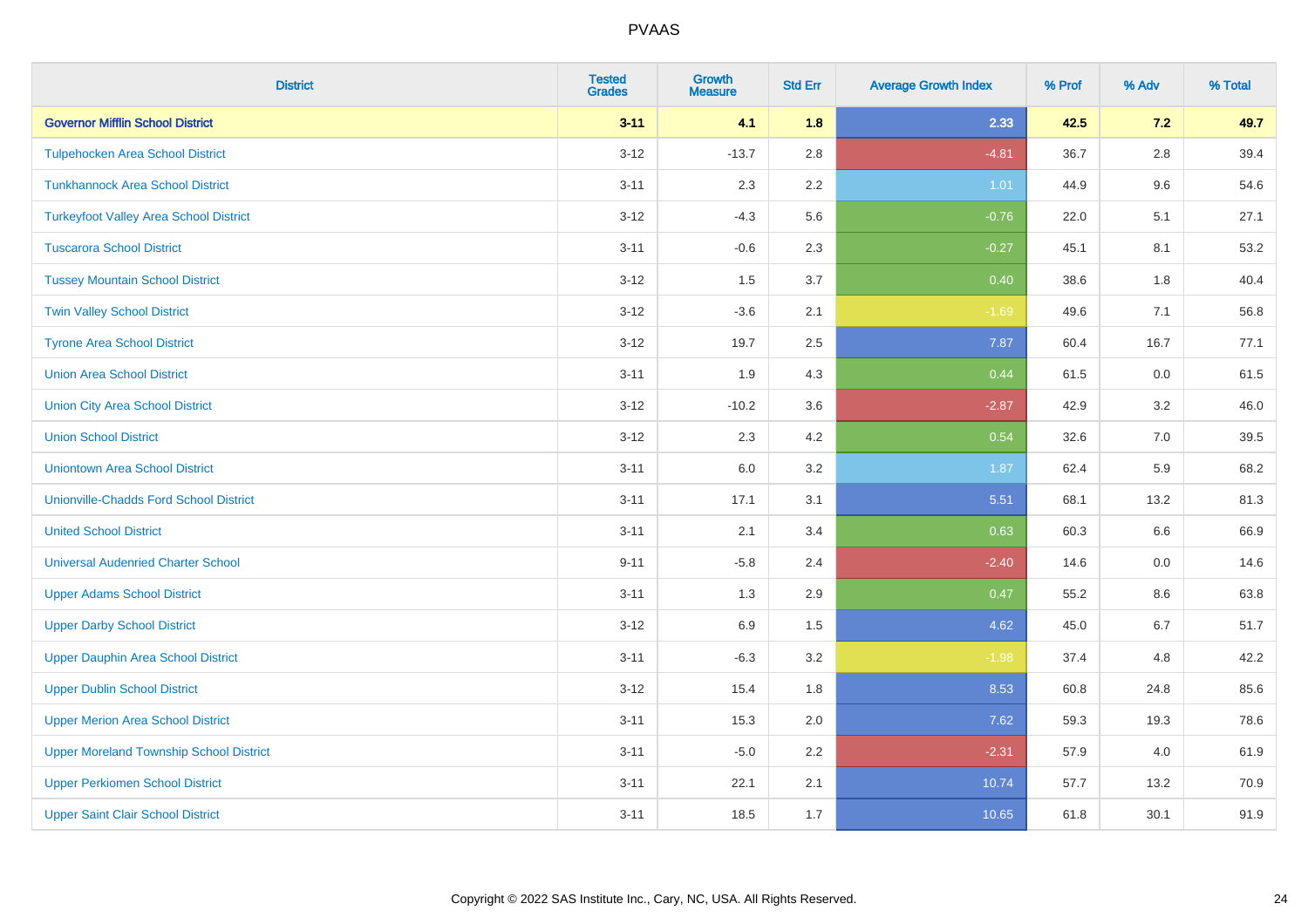PVAAS

| District | Tested Grades | Growth Measure | Std Err | Average Growth Index | % Prof | % Adv | % Total |
|---|---|---|---|---|---|---|---|
| **Governor Mifflin School District** | **3-11** | **4.1** | **1.8** | **2.33** | **42.5** | **7.2** | **49.7** |
| Tulpehocken Area School District | 3-12 | -13.7 | 2.8 | -4.81 | 36.7 | 2.8 | 39.4 |
| Tunkhannock Area School District | 3-11 | 2.3 | 2.2 | 1.01 | 44.9 | 9.6 | 54.6 |
| Turkeyfoot Valley Area School District | 3-12 | -4.3 | 5.6 | -0.76 | 22.0 | 5.1 | 27.1 |
| Tuscarora School District | 3-11 | -0.6 | 2.3 | -0.27 | 45.1 | 8.1 | 53.2 |
| Tussey Mountain School District | 3-12 | 1.5 | 3.7 | 0.40 | 38.6 | 1.8 | 40.4 |
| Twin Valley School District | 3-12 | -3.6 | 2.1 | -1.69 | 49.6 | 7.1 | 56.8 |
| Tyrone Area School District | 3-12 | 19.7 | 2.5 | 7.87 | 60.4 | 16.7 | 77.1 |
| Union Area School District | 3-11 | 1.9 | 4.3 | 0.44 | 61.5 | 0.0 | 61.5 |
| Union City Area School District | 3-12 | -10.2 | 3.6 | -2.87 | 42.9 | 3.2 | 46.0 |
| Union School District | 3-12 | 2.3 | 4.2 | 0.54 | 32.6 | 7.0 | 39.5 |
| Uniontown Area School District | 3-11 | 6.0 | 3.2 | 1.87 | 62.4 | 5.9 | 68.2 |
| Unionville-Chadds Ford School District | 3-11 | 17.1 | 3.1 | 5.51 | 68.1 | 13.2 | 81.3 |
| United School District | 3-11 | 2.1 | 3.4 | 0.63 | 60.3 | 6.6 | 66.9 |
| Universal Audenried Charter School | 9-11 | -5.8 | 2.4 | -2.40 | 14.6 | 0.0 | 14.6 |
| Upper Adams School District | 3-11 | 1.3 | 2.9 | 0.47 | 55.2 | 8.6 | 63.8 |
| Upper Darby School District | 3-12 | 6.9 | 1.5 | 4.62 | 45.0 | 6.7 | 51.7 |
| Upper Dauphin Area School District | 3-11 | -6.3 | 3.2 | -1.98 | 37.4 | 4.8 | 42.2 |
| Upper Dublin School District | 3-12 | 15.4 | 1.8 | 8.53 | 60.8 | 24.8 | 85.6 |
| Upper Merion Area School District | 3-11 | 15.3 | 2.0 | 7.62 | 59.3 | 19.3 | 78.6 |
| Upper Moreland Township School District | 3-11 | -5.0 | 2.2 | -2.31 | 57.9 | 4.0 | 61.9 |
| Upper Perkiomen School District | 3-11 | 22.1 | 2.1 | 10.74 | 57.7 | 13.2 | 70.9 |
| Upper Saint Clair School District | 3-11 | 18.5 | 1.7 | 10.65 | 61.8 | 30.1 | 91.9 |

Copyright © 2022 SAS Institute Inc., Cary, NC, USA. All Rights Reserved.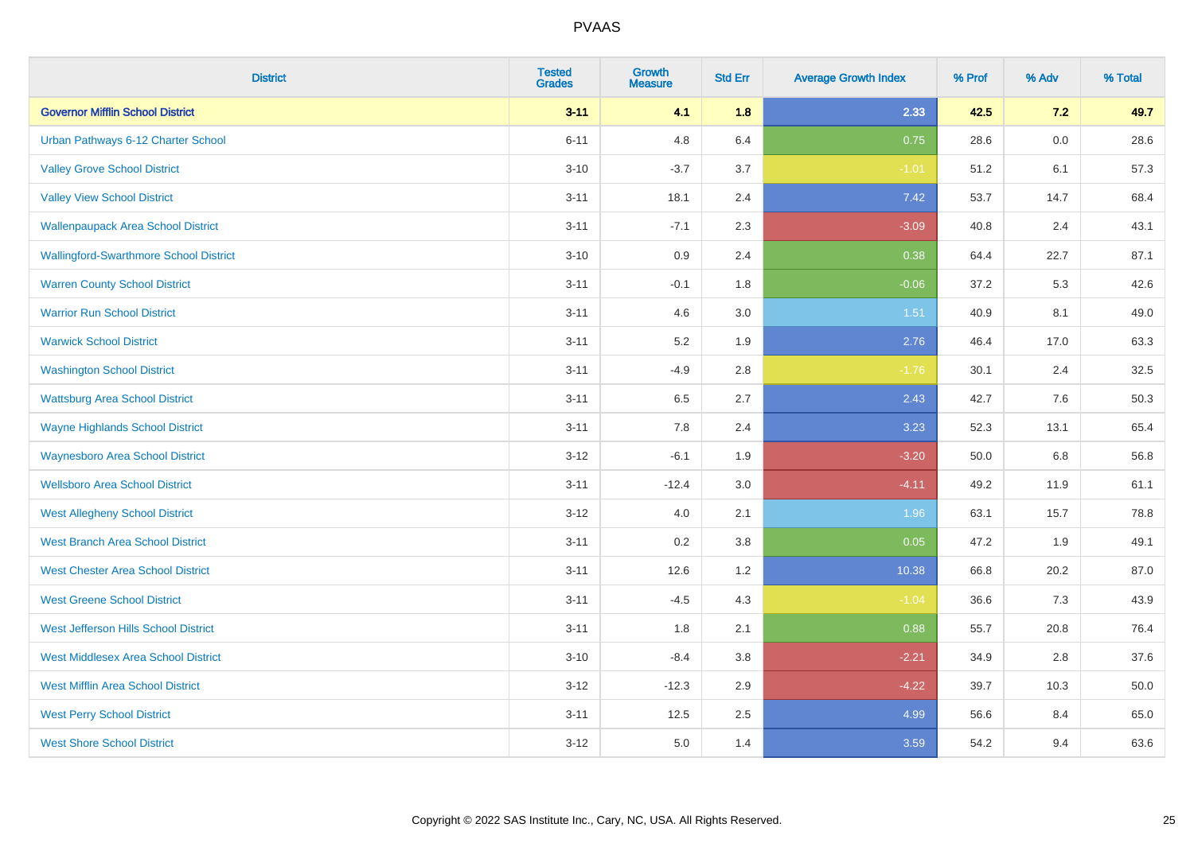PVAAS

| District | Tested Grades | Growth Measure | Std Err | Average Growth Index | % Prof | % Adv | % Total |
|---|---|---|---|---|---|---|---|
| **Governor Mifflin School District** | **3-11** | **4.1** | **1.8** | **2.33** | **42.5** | **7.2** | **49.7** |
| Urban Pathways 6-12 Charter School | 6-11 | 4.8 | 6.4 | 0.75 | 28.6 | 0.0 | 28.6 |
| Valley Grove School District | 3-10 | -3.7 | 3.7 | -1.01 | 51.2 | 6.1 | 57.3 |
| Valley View School District | 3-11 | 18.1 | 2.4 | 7.42 | 53.7 | 14.7 | 68.4 |
| Wallenpaupack Area School District | 3-11 | -7.1 | 2.3 | -3.09 | 40.8 | 2.4 | 43.1 |
| Wallingford-Swarthmore School District | 3-10 | 0.9 | 2.4 | 0.38 | 64.4 | 22.7 | 87.1 |
| Warren County School District | 3-11 | -0.1 | 1.8 | -0.06 | 37.2 | 5.3 | 42.6 |
| Warrior Run School District | 3-11 | 4.6 | 3.0 | 1.51 | 40.9 | 8.1 | 49.0 |
| Warwick School District | 3-11 | 5.2 | 1.9 | 2.76 | 46.4 | 17.0 | 63.3 |
| Washington School District | 3-11 | -4.9 | 2.8 | -1.76 | 30.1 | 2.4 | 32.5 |
| Wattsburg Area School District | 3-11 | 6.5 | 2.7 | 2.43 | 42.7 | 7.6 | 50.3 |
| Wayne Highlands School District | 3-11 | 7.8 | 2.4 | 3.23 | 52.3 | 13.1 | 65.4 |
| Waynesboro Area School District | 3-12 | -6.1 | 1.9 | -3.20 | 50.0 | 6.8 | 56.8 |
| Wellsboro Area School District | 3-11 | -12.4 | 3.0 | -4.11 | 49.2 | 11.9 | 61.1 |
| West Allegheny School District | 3-12 | 4.0 | 2.1 | 1.96 | 63.1 | 15.7 | 78.8 |
| West Branch Area School District | 3-11 | 0.2 | 3.8 | 0.05 | 47.2 | 1.9 | 49.1 |
| West Chester Area School District | 3-11 | 12.6 | 1.2 | 10.38 | 66.8 | 20.2 | 87.0 |
| West Greene School District | 3-11 | -4.5 | 4.3 | -1.04 | 36.6 | 7.3 | 43.9 |
| West Jefferson Hills School District | 3-11 | 1.8 | 2.1 | 0.88 | 55.7 | 20.8 | 76.4 |
| West Middlesex Area School District | 3-10 | -8.4 | 3.8 | -2.21 | 34.9 | 2.8 | 37.6 |
| West Mifflin Area School District | 3-12 | -12.3 | 2.9 | -4.22 | 39.7 | 10.3 | 50.0 |
| West Perry School District | 3-11 | 12.5 | 2.5 | 4.99 | 56.6 | 8.4 | 65.0 |
| West Shore School District | 3-12 | 5.0 | 1.4 | 3.59 | 54.2 | 9.4 | 63.6 |

Copyright © 2022 SAS Institute Inc., Cary, NC, USA. All Rights Reserved.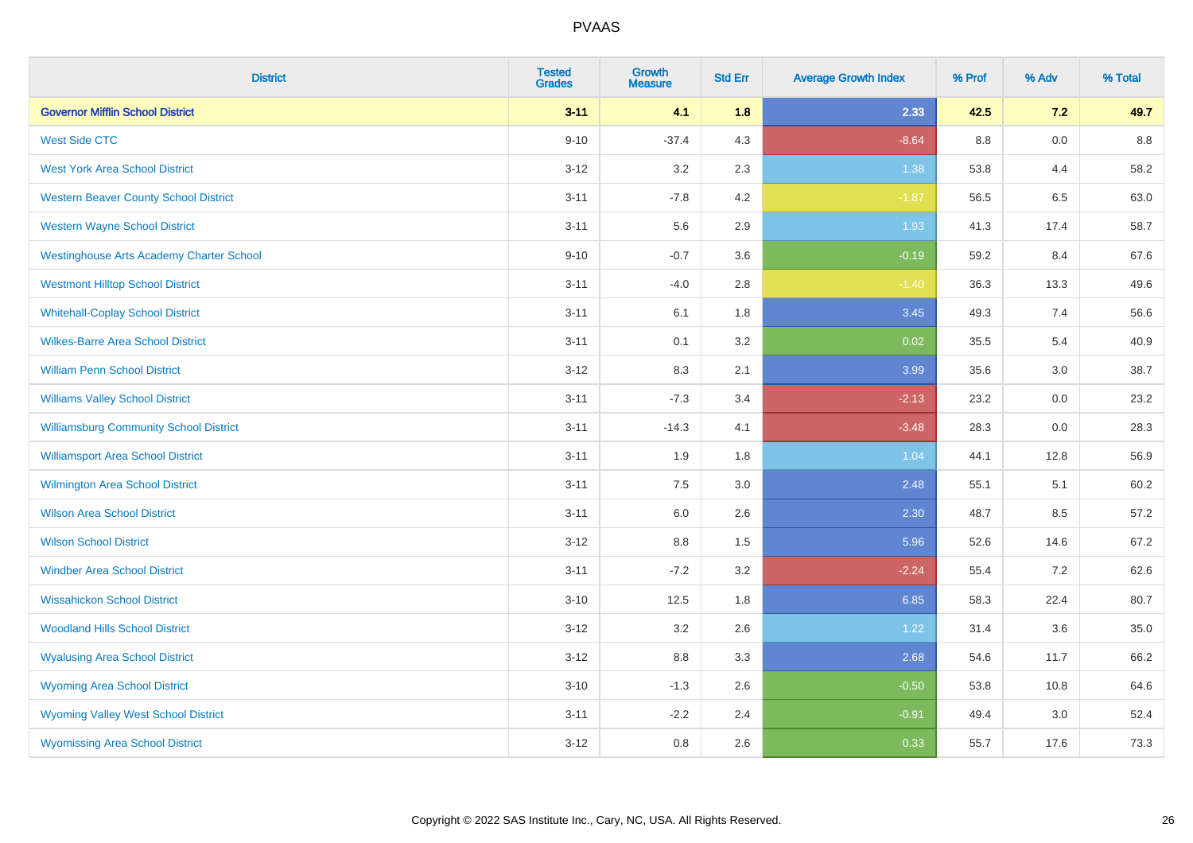PVAAS

| District | Tested Grades | Growth Measure | Std Err | Average Growth Index | % Prof | % Adv | % Total |
|---|---|---|---|---|---|---|---|
| **Governor Mifflin School District** | **3-11** | **4.1** | **1.8** | **2.33** | **42.5** | **7.2** | **49.7** |
| West Side CTC | 9-10 | -37.4 | 4.3 | -8.64 | 8.8 | 0.0 | 8.8 |
| West York Area School District | 3-12 | 3.2 | 2.3 | 1.38 | 53.8 | 4.4 | 58.2 |
| Western Beaver County School District | 3-11 | -7.8 | 4.2 | -1.87 | 56.5 | 6.5 | 63.0 |
| Western Wayne School District | 3-11 | 5.6 | 2.9 | 1.93 | 41.3 | 17.4 | 58.7 |
| Westinghouse Arts Academy Charter School | 9-10 | -0.7 | 3.6 | -0.19 | 59.2 | 8.4 | 67.6 |
| Westmont Hilltop School District | 3-11 | -4.0 | 2.8 | -1.40 | 36.3 | 13.3 | 49.6 |
| Whitehall-Coplay School District | 3-11 | 6.1 | 1.8 | 3.45 | 49.3 | 7.4 | 56.6 |
| Wilkes-Barre Area School District | 3-11 | 0.1 | 3.2 | 0.02 | 35.5 | 5.4 | 40.9 |
| William Penn School District | 3-12 | 8.3 | 2.1 | 3.99 | 35.6 | 3.0 | 38.7 |
| Williams Valley School District | 3-11 | -7.3 | 3.4 | -2.13 | 23.2 | 0.0 | 23.2 |
| Williamsburg Community School District | 3-11 | -14.3 | 4.1 | -3.48 | 28.3 | 0.0 | 28.3 |
| Williamsport Area School District | 3-11 | 1.9 | 1.8 | 1.04 | 44.1 | 12.8 | 56.9 |
| Wilmington Area School District | 3-11 | 7.5 | 3.0 | 2.48 | 55.1 | 5.1 | 60.2 |
| Wilson Area School District | 3-11 | 6.0 | 2.6 | 2.30 | 48.7 | 8.5 | 57.2 |
| Wilson School District | 3-12 | 8.8 | 1.5 | 5.96 | 52.6 | 14.6 | 67.2 |
| Windber Area School District | 3-11 | -7.2 | 3.2 | -2.24 | 55.4 | 7.2 | 62.6 |
| Wissahickon School District | 3-10 | 12.5 | 1.8 | 6.85 | 58.3 | 22.4 | 80.7 |
| Woodland Hills School District | 3-12 | 3.2 | 2.6 | 1.22 | 31.4 | 3.6 | 35.0 |
| Wyalusing Area School District | 3-12 | 8.8 | 3.3 | 2.68 | 54.6 | 11.7 | 66.2 |
| Wyoming Area School District | 3-10 | -1.3 | 2.6 | -0.50 | 53.8 | 10.8 | 64.6 |
| Wyoming Valley West School District | 3-11 | -2.2 | 2.4 | -0.91 | 49.4 | 3.0 | 52.4 |
| Wyomissing Area School District | 3-12 | 0.8 | 2.6 | 0.33 | 55.7 | 17.6 | 73.3 |

Copyright © 2022 SAS Institute Inc., Cary, NC, USA. All Rights Reserved.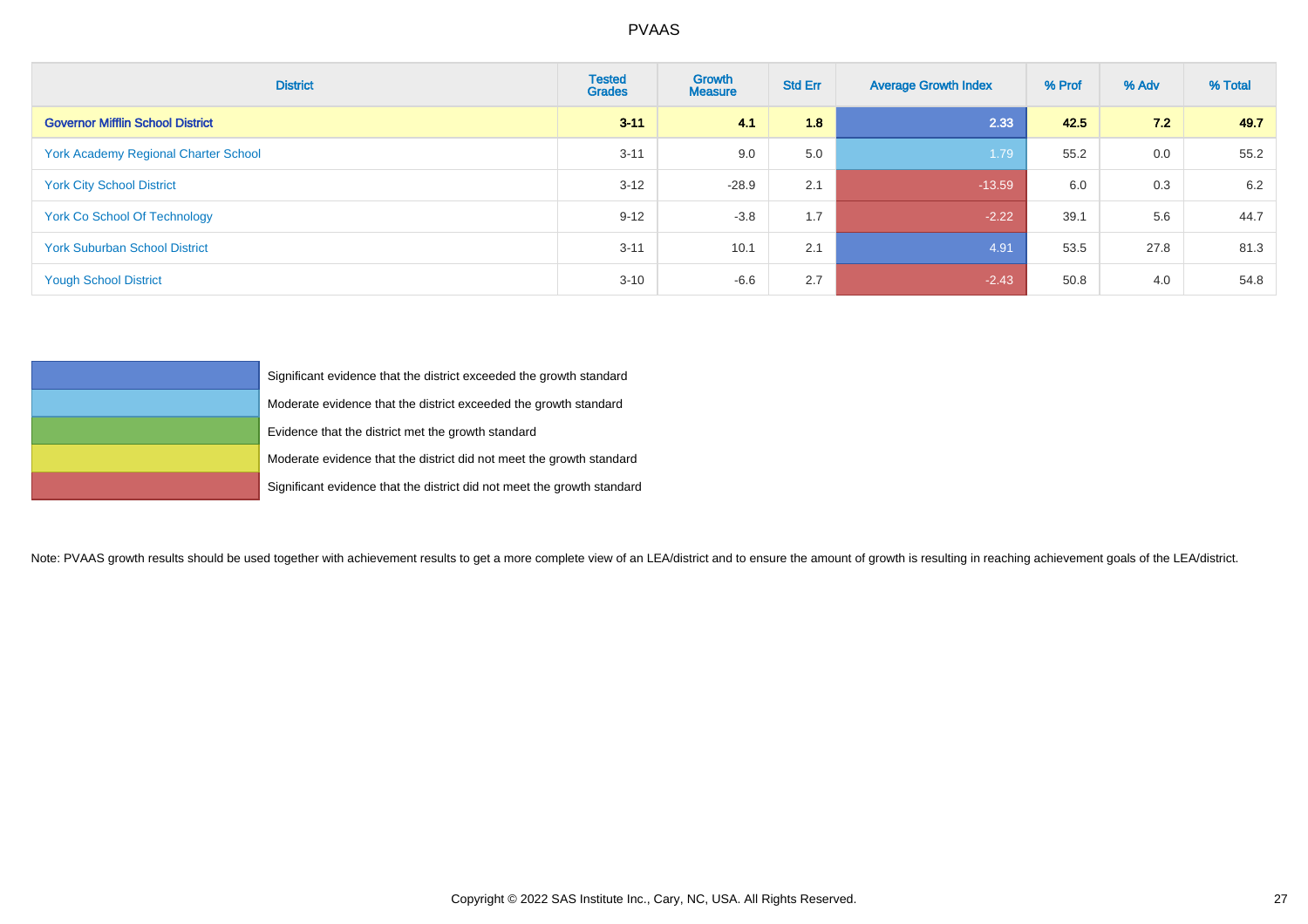# PVAAS

| District | Tested Grades | Growth Measure | Std Err | Average Growth Index | % Prof | % Adv | % Total |
|---|---|---|---|---|---|---|---|
| **Governor Mifflin School District** | **3-11** | **4.1** | **1.8** | **2.33** | **42.5** | **7.2** | **49.7** |
| York Academy Regional Charter School | 3-11 | 9.0 | 5.0 | 1.79 | 55.2 | 0.0 | 55.2 |
| York City School District | 3-12 | -28.9 | 2.1 | -13.59 | 6.0 | 0.3 | 6.2 |
| York Co School Of Technology | 9-12 | -3.8 | 1.7 | -2.22 | 39.1 | 5.6 | 44.7 |
| York Suburban School District | 3-11 | 10.1 | 2.1 | 4.91 | 53.5 | 27.8 | 81.3 |
| Yough School District | 3-10 | -6.6 | 2.7 | -2.43 | 50.8 | 4.0 | 54.8 |

Significant evidence that the district exceeded the growth standard

Moderate evidence that the district exceeded the growth standard

Evidence that the district met the growth standard

Moderate evidence that the district did not meet the growth standard

Significant evidence that the district did not meet the growth standard

Note: PVAAS growth results should be used together with achievement results to get a more complete view of an LEA/district and to ensure the amount of growth is resulting in reaching achievement goals of the LEA/district.

Copyright © 2022 SAS Institute Inc., Cary, NC, USA. All Rights Reserved.